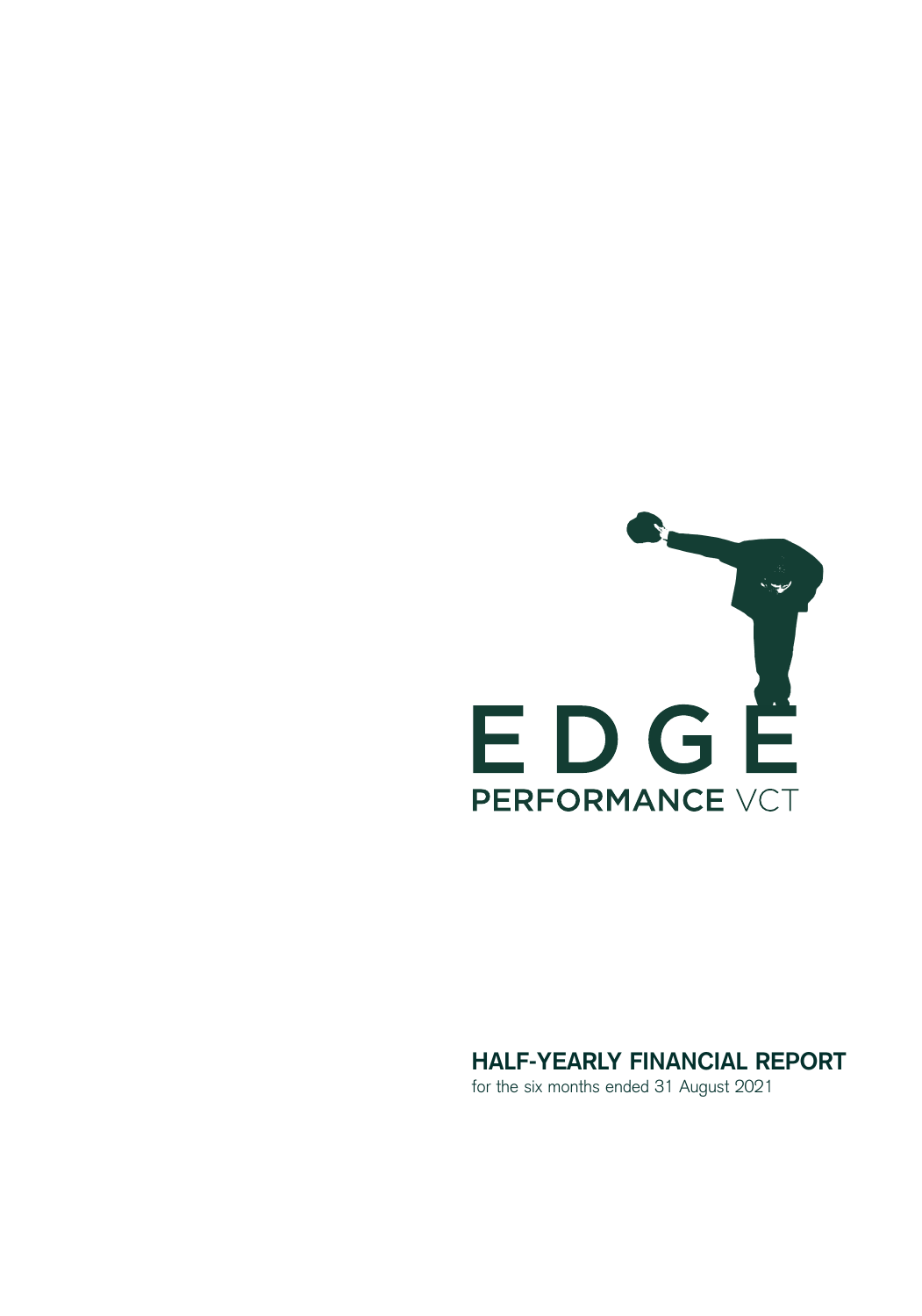# EDGE

## PERFORMANCE VCT

# HALF-YEARLY FINANCIAL REPORT

for the six months ended 31 August 2021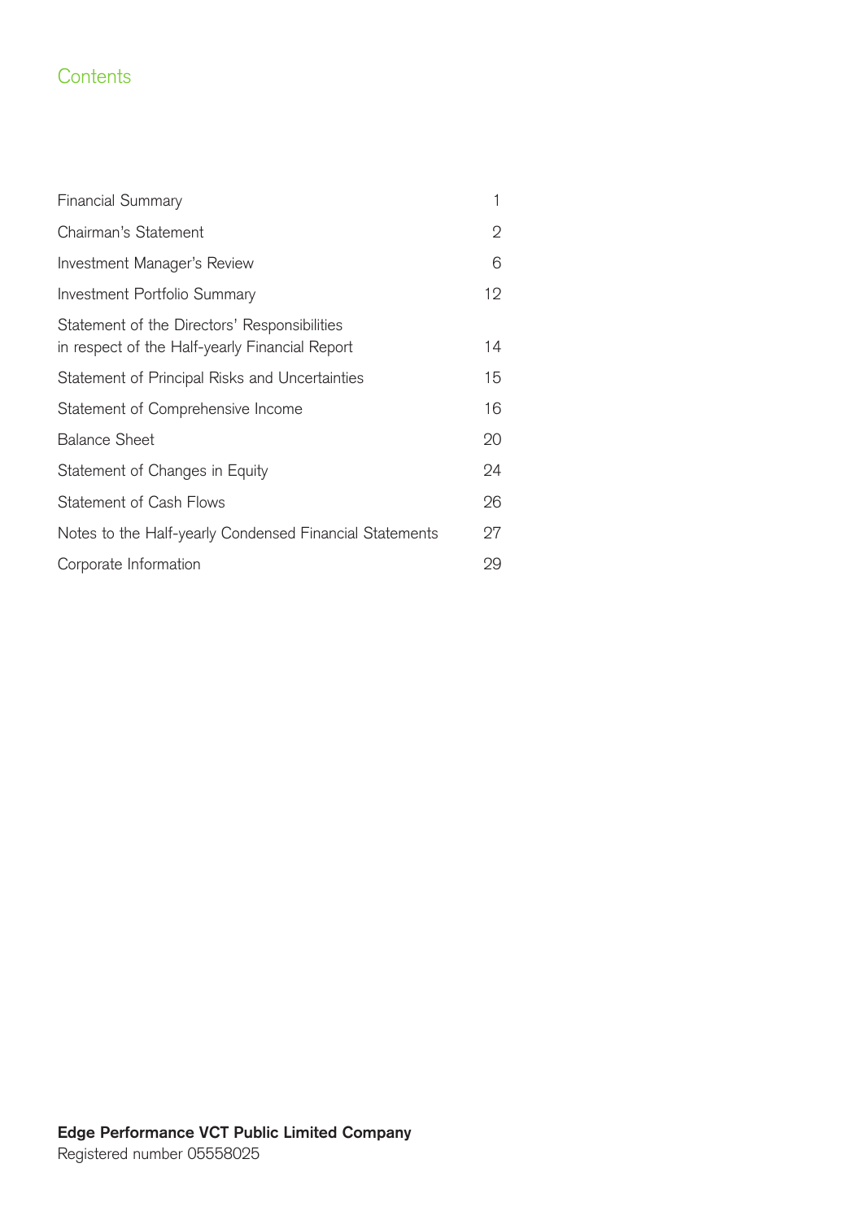# Contents

| | |
|---|---|
| Financial Summary | 1 |
| Chairman's Statement | 2 |
| Investment Manager's Review | 6 |
| Investment Portfolio Summary | 12 |
| Statement of the Directors' Responsibilities in respect of the Half-yearly Financial Report | 14 |
| Statement of Principal Risks and Uncertainties | 15 |
| Statement of Comprehensive Income | 16 |
| Balance Sheet | 20 |
| Statement of Changes in Equity | 24 |
| Statement of Cash Flows | 26 |
| Notes to the Half-yearly Condensed Financial Statements | 27 |
| Corporate Information | 29 |

**Edge Performance VCT Public Limited Company**
Registered number 05558025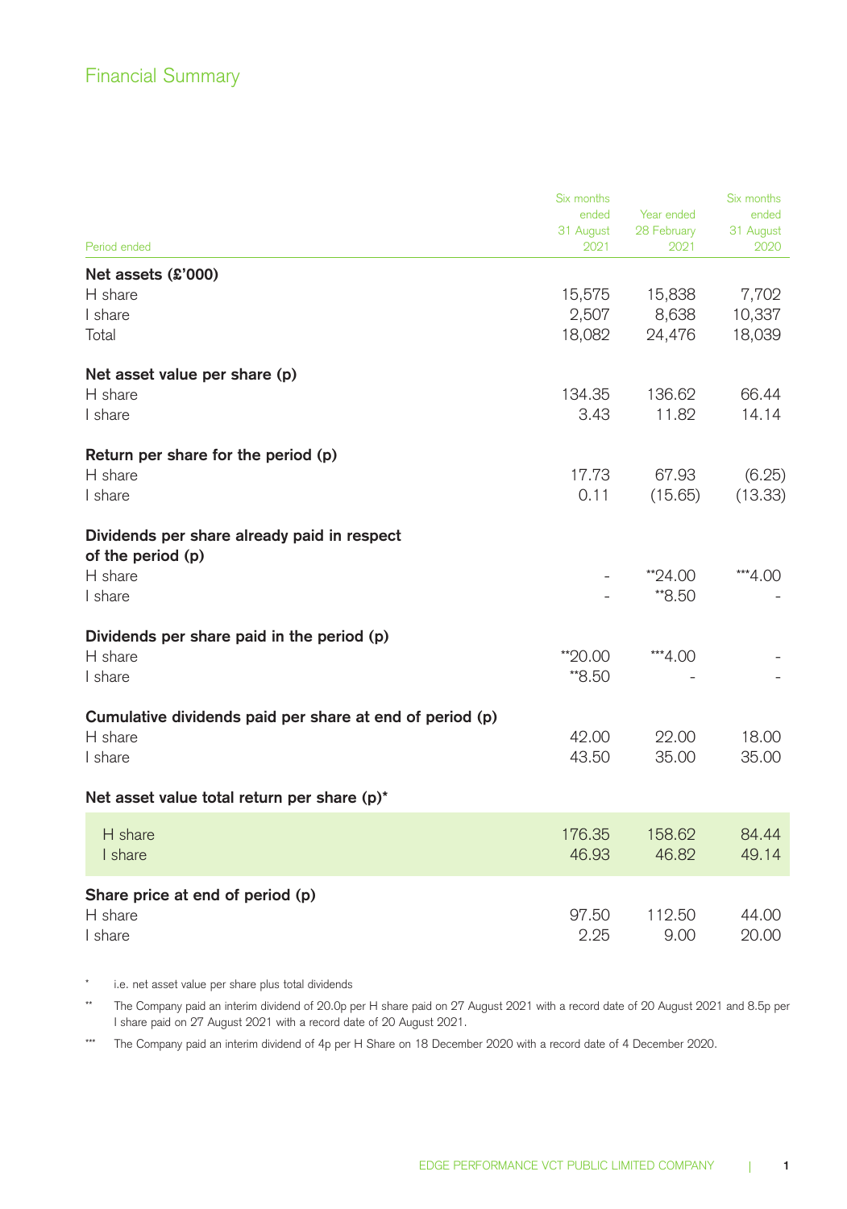# Financial Summary

| Period ended | Six months ended 31 August 2021 | Year ended 28 February 2021 | Six months ended 31 August 2020 |
|---|---|---|---|
| **Net assets (£'000)** | | | |
| H share | 15,575 | 15,838 | 7,702 |
| I share | 2,507 | 8,638 | 10,337 |
| Total | 18,082 | 24,476 | 18,039 |
| **Net asset value per share (p)** | | | |
| H share | 134.35 | 136.62 | 66.44 |
| I share | 3.43 | 11.82 | 14.14 |
| **Return per share for the period (p)** | | | |
| H share | 17.73 | 67.93 | (6.25) |
| I share | 0.11 | (15.65) | (13.33) |
| **Dividends per share already paid in respect of the period (p)** | | | |
| H share | - | **24.00 | ***4.00 |
| I share | - | **8.50 | - |
| **Dividends per share paid in the period (p)** | | | |
| H share | **20.00 | ***4.00 | - |
| I share | **8.50 | - | - |
| **Cumulative dividends paid per share at end of period (p)** | | | |
| H share | 42.00 | 22.00 | 18.00 |
| I share | 43.50 | 35.00 | 35.00 |
| **Net asset value total return per share (p)*** | | | |
| H share | 176.35 | 158.62 | 84.44 |
| I share | 46.93 | 46.82 | 49.14 |
| **Share price at end of period (p)** | | | |
| H share | 97.50 | 112.50 | 44.00 |
| I share | 2.25 | 9.00 | 20.00 |

\* i.e. net asset value per share plus total dividends

** The Company paid an interim dividend of 20.0p per H share paid on 27 August 2021 with a record date of 20 August 2021 and 8.5p per I share paid on 27 August 2021 with a record date of 20 August 2021.

*** The Company paid an interim dividend of 4p per H Share on 18 December 2020 with a record date of 4 December 2020.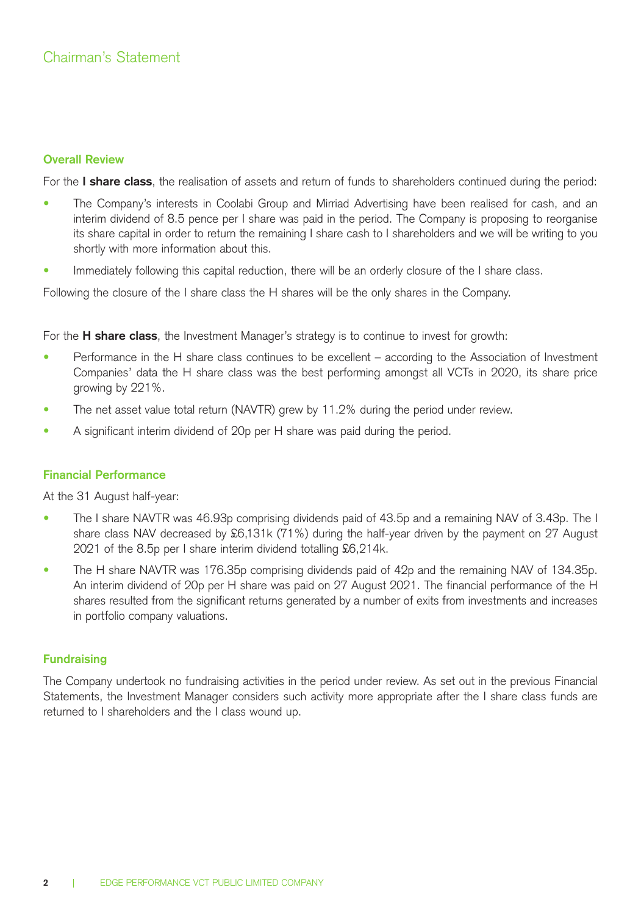# Chairman's Statement

## Overall Review

For the **I share class**, the realisation of assets and return of funds to shareholders continued during the period:

- The Company's interests in Coolabi Group and Mirriad Advertising have been realised for cash, and an interim dividend of 8.5 pence per I share was paid in the period. The Company is proposing to reorganise its share capital in order to return the remaining I share cash to I shareholders and we will be writing to you shortly with more information about this.
- Immediately following this capital reduction, there will be an orderly closure of the I share class.

Following the closure of the I share class the H shares will be the only shares in the Company.

For the **H share class**, the Investment Manager's strategy is to continue to invest for growth:

- Performance in the H share class continues to be excellent – according to the Association of Investment Companies' data the H share class was the best performing amongst all VCTs in 2020, its share price growing by 221%.
- The net asset value total return (NAVTR) grew by 11.2% during the period under review.
- A significant interim dividend of 20p per H share was paid during the period.

## Financial Performance

At the 31 August half-year:

- The I share NAVTR was 46.93p comprising dividends paid of 43.5p and a remaining NAV of 3.43p. The I share class NAV decreased by £6,131k (71%) during the half-year driven by the payment on 27 August 2021 of the 8.5p per I share interim dividend totalling £6,214k.
- The H share NAVTR was 176.35p comprising dividends paid of 42p and the remaining NAV of 134.35p. An interim dividend of 20p per H share was paid on 27 August 2021. The financial performance of the H shares resulted from the significant returns generated by a number of exits from investments and increases in portfolio company valuations.

## Fundraising

The Company undertook no fundraising activities in the period under review. As set out in the previous Financial Statements, the Investment Manager considers such activity more appropriate after the I share class funds are returned to I shareholders and the I class wound up.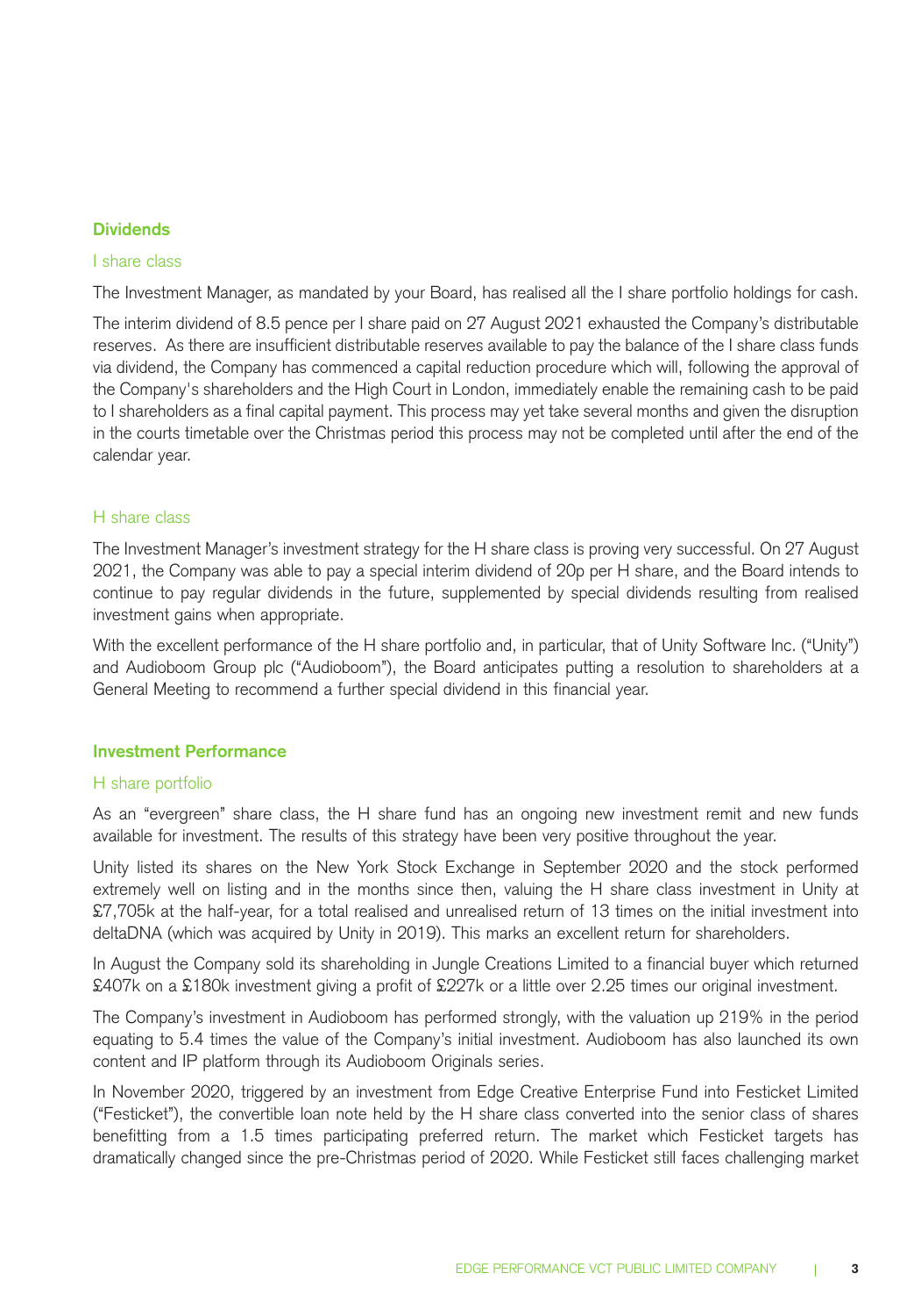## Dividends

### I share class

The Investment Manager, as mandated by your Board, has realised all the I share portfolio holdings for cash.

The interim dividend of 8.5 pence per I share paid on 27 August 2021 exhausted the Company's distributable reserves. As there are insufficient distributable reserves available to pay the balance of the I share class funds via dividend, the Company has commenced a capital reduction procedure which will, following the approval of the Company's shareholders and the High Court in London, immediately enable the remaining cash to be paid to I shareholders as a final capital payment. This process may yet take several months and given the disruption in the courts timetable over the Christmas period this process may not be completed until after the end of the calendar year.

### H share class

The Investment Manager's investment strategy for the H share class is proving very successful. On 27 August 2021, the Company was able to pay a special interim dividend of 20p per H share, and the Board intends to continue to pay regular dividends in the future, supplemented by special dividends resulting from realised investment gains when appropriate.

With the excellent performance of the H share portfolio and, in particular, that of Unity Software Inc. ("Unity") and Audioboom Group plc ("Audioboom"), the Board anticipates putting a resolution to shareholders at a General Meeting to recommend a further special dividend in this financial year.

## Investment Performance

### H share portfolio

As an "evergreen" share class, the H share fund has an ongoing new investment remit and new funds available for investment. The results of this strategy have been very positive throughout the year.

Unity listed its shares on the New York Stock Exchange in September 2020 and the stock performed extremely well on listing and in the months since then, valuing the H share class investment in Unity at £7,705k at the half-year, for a total realised and unrealised return of 13 times on the initial investment into deltaDNA (which was acquired by Unity in 2019). This marks an excellent return for shareholders.

In August the Company sold its shareholding in Jungle Creations Limited to a financial buyer which returned £407k on a £180k investment giving a profit of £227k or a little over 2.25 times our original investment.

The Company's investment in Audioboom has performed strongly, with the valuation up 219% in the period equating to 5.4 times the value of the Company's initial investment. Audioboom has also launched its own content and IP platform through its Audioboom Originals series.

In November 2020, triggered by an investment from Edge Creative Enterprise Fund into Festicket Limited ("Festicket"), the convertible loan note held by the H share class converted into the senior class of shares benefitting from a 1.5 times participating preferred return. The market which Festicket targets has dramatically changed since the pre-Christmas period of 2020. While Festicket still faces challenging market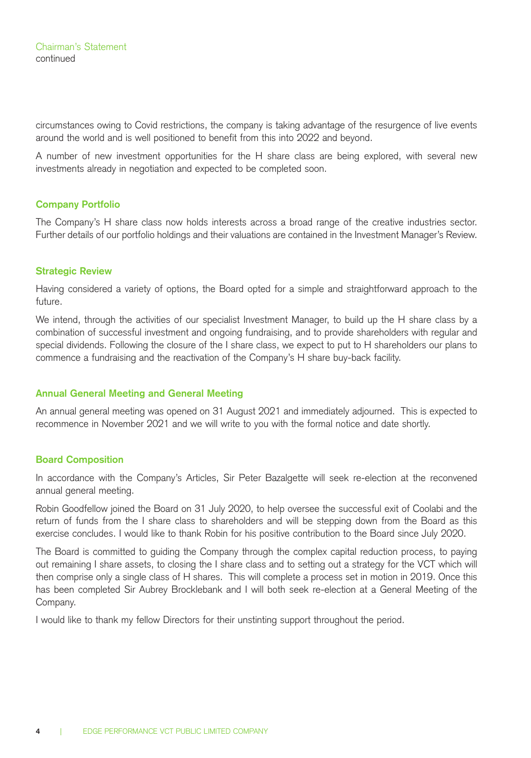circumstances owing to Covid restrictions, the company is taking advantage of the resurgence of live events around the world and is well positioned to benefit from this into 2022 and beyond.

A number of new investment opportunities for the H share class are being explored, with several new investments already in negotiation and expected to be completed soon.

## Company Portfolio

The Company's H share class now holds interests across a broad range of the creative industries sector. Further details of our portfolio holdings and their valuations are contained in the Investment Manager's Review.

## Strategic Review

Having considered a variety of options, the Board opted for a simple and straightforward approach to the future.

We intend, through the activities of our specialist Investment Manager, to build up the H share class by a combination of successful investment and ongoing fundraising, and to provide shareholders with regular and special dividends. Following the closure of the I share class, we expect to put to H shareholders our plans to commence a fundraising and the reactivation of the Company's H share buy-back facility.

## Annual General Meeting and General Meeting

An annual general meeting was opened on 31 August 2021 and immediately adjourned. This is expected to recommence in November 2021 and we will write to you with the formal notice and date shortly.

## Board Composition

In accordance with the Company's Articles, Sir Peter Bazalgette will seek re-election at the reconvened annual general meeting.

Robin Goodfellow joined the Board on 31 July 2020, to help oversee the successful exit of Coolabi and the return of funds from the I share class to shareholders and will be stepping down from the Board as this exercise concludes. I would like to thank Robin for his positive contribution to the Board since July 2020.

The Board is committed to guiding the Company through the complex capital reduction process, to paying out remaining I share assets, to closing the I share class and to setting out a strategy for the VCT which will then comprise only a single class of H shares. This will complete a process set in motion in 2019. Once this has been completed Sir Aubrey Brocklebank and I will both seek re-election at a General Meeting of the Company.

I would like to thank my fellow Directors for their unstinting support throughout the period.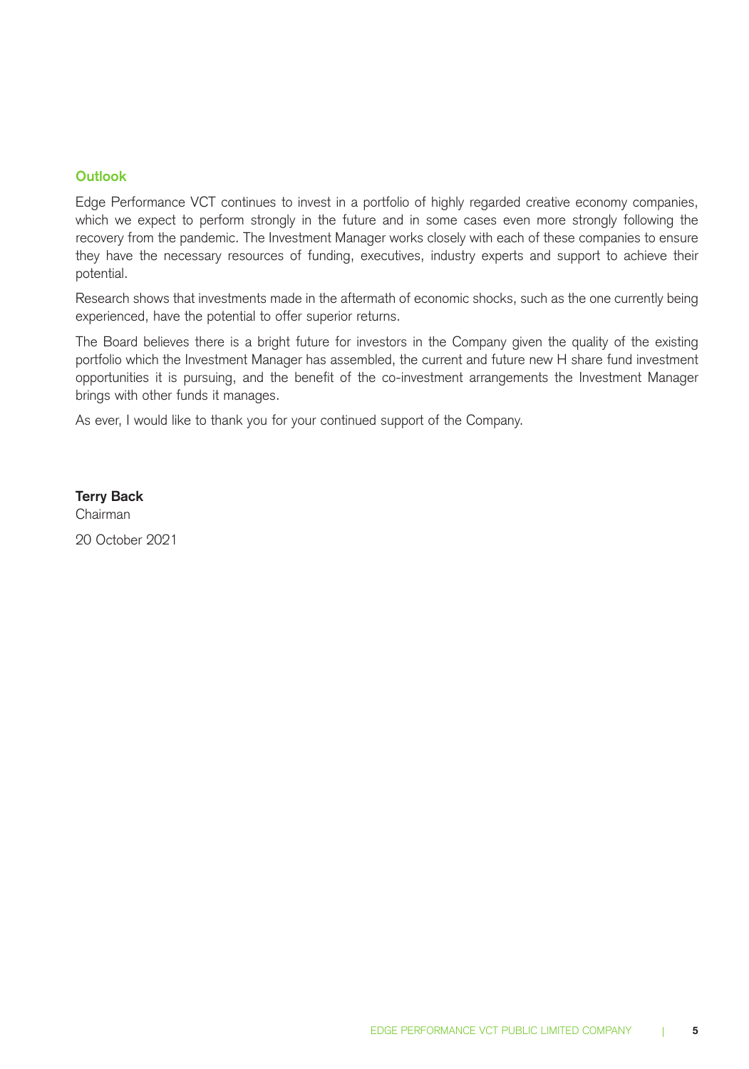## Outlook

Edge Performance VCT continues to invest in a portfolio of highly regarded creative economy companies, which we expect to perform strongly in the future and in some cases even more strongly following the recovery from the pandemic. The Investment Manager works closely with each of these companies to ensure they have the necessary resources of funding, executives, industry experts and support to achieve their potential.

Research shows that investments made in the aftermath of economic shocks, such as the one currently being experienced, have the potential to offer superior returns.

The Board believes there is a bright future for investors in the Company given the quality of the existing portfolio which the Investment Manager has assembled, the current and future new H share fund investment opportunities it is pursuing, and the benefit of the co-investment arrangements the Investment Manager brings with other funds it manages.

As ever, I would like to thank you for your continued support of the Company.

**Terry Back**
Chairman

20 October 2021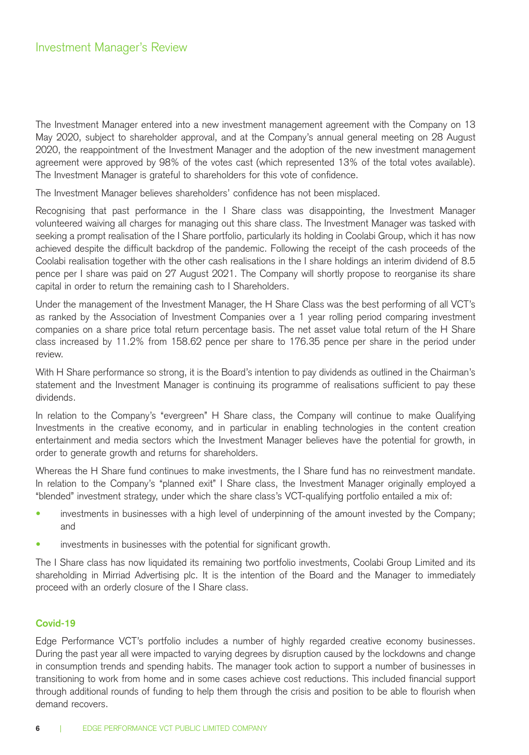## Investment Manager's Review

The Investment Manager entered into a new investment management agreement with the Company on 13 May 2020, subject to shareholder approval, and at the Company's annual general meeting on 28 August 2020, the reappointment of the Investment Manager and the adoption of the new investment management agreement were approved by 98% of the votes cast (which represented 13% of the total votes available). The Investment Manager is grateful to shareholders for this vote of confidence.

The Investment Manager believes shareholders' confidence has not been misplaced.

Recognising that past performance in the I Share class was disappointing, the Investment Manager volunteered waiving all charges for managing out this share class. The Investment Manager was tasked with seeking a prompt realisation of the I Share portfolio, particularly its holding in Coolabi Group, which it has now achieved despite the difficult backdrop of the pandemic. Following the receipt of the cash proceeds of the Coolabi realisation together with the other cash realisations in the I share holdings an interim dividend of 8.5 pence per I share was paid on 27 August 2021. The Company will shortly propose to reorganise its share capital in order to return the remaining cash to I Shareholders.

Under the management of the Investment Manager, the H Share Class was the best performing of all VCT's as ranked by the Association of Investment Companies over a 1 year rolling period comparing investment companies on a share price total return percentage basis. The net asset value total return of the H Share class increased by 11.2% from 158.62 pence per share to 176.35 pence per share in the period under review.

With H Share performance so strong, it is the Board's intention to pay dividends as outlined in the Chairman's statement and the Investment Manager is continuing its programme of realisations sufficient to pay these dividends.

In relation to the Company's "evergreen" H Share class, the Company will continue to make Qualifying Investments in the creative economy, and in particular in enabling technologies in the content creation entertainment and media sectors which the Investment Manager believes have the potential for growth, in order to generate growth and returns for shareholders.

Whereas the H Share fund continues to make investments, the I Share fund has no reinvestment mandate. In relation to the Company's "planned exit" I Share class, the Investment Manager originally employed a "blended" investment strategy, under which the share class's VCT-qualifying portfolio entailed a mix of:

- investments in businesses with a high level of underpinning of the amount invested by the Company; and
- investments in businesses with the potential for significant growth.

The I Share class has now liquidated its remaining two portfolio investments, Coolabi Group Limited and its shareholding in Mirriad Advertising plc. It is the intention of the Board and the Manager to immediately proceed with an orderly closure of the I Share class.

### Covid-19

Edge Performance VCT's portfolio includes a number of highly regarded creative economy businesses. During the past year all were impacted to varying degrees by disruption caused by the lockdowns and change in consumption trends and spending habits. The manager took action to support a number of businesses in transitioning to work from home and in some cases achieve cost reductions. This included financial support through additional rounds of funding to help them through the crisis and position to be able to flourish when demand recovers.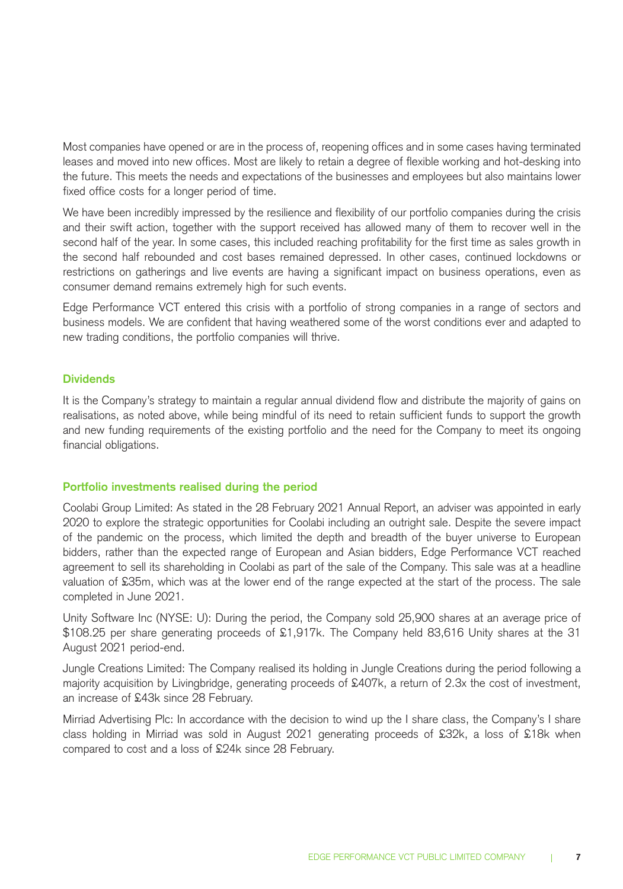Most companies have opened or are in the process of, reopening offices and in some cases having terminated leases and moved into new offices. Most are likely to retain a degree of flexible working and hot-desking into the future. This meets the needs and expectations of the businesses and employees but also maintains lower fixed office costs for a longer period of time.

We have been incredibly impressed by the resilience and flexibility of our portfolio companies during the crisis and their swift action, together with the support received has allowed many of them to recover well in the second half of the year. In some cases, this included reaching profitability for the first time as sales growth in the second half rebounded and cost bases remained depressed. In other cases, continued lockdowns or restrictions on gatherings and live events are having a significant impact on business operations, even as consumer demand remains extremely high for such events.

Edge Performance VCT entered this crisis with a portfolio of strong companies in a range of sectors and business models. We are confident that having weathered some of the worst conditions ever and adapted to new trading conditions, the portfolio companies will thrive.

### Dividends

It is the Company's strategy to maintain a regular annual dividend flow and distribute the majority of gains on realisations, as noted above, while being mindful of its need to retain sufficient funds to support the growth and new funding requirements of the existing portfolio and the need for the Company to meet its ongoing financial obligations.

### Portfolio investments realised during the period

Coolabi Group Limited: As stated in the 28 February 2021 Annual Report, an adviser was appointed in early 2020 to explore the strategic opportunities for Coolabi including an outright sale. Despite the severe impact of the pandemic on the process, which limited the depth and breadth of the buyer universe to European bidders, rather than the expected range of European and Asian bidders, Edge Performance VCT reached agreement to sell its shareholding in Coolabi as part of the sale of the Company. This sale was at a headline valuation of £35m, which was at the lower end of the range expected at the start of the process. The sale completed in June 2021.

Unity Software Inc (NYSE: U): During the period, the Company sold 25,900 shares at an average price of $108.25 per share generating proceeds of £1,917k. The Company held 83,616 Unity shares at the 31 August 2021 period-end.

Jungle Creations Limited: The Company realised its holding in Jungle Creations during the period following a majority acquisition by Livingbridge, generating proceeds of £407k, a return of 2.3x the cost of investment, an increase of £43k since 28 February.

Mirriad Advertising Plc: In accordance with the decision to wind up the I share class, the Company's I share class holding in Mirriad was sold in August 2021 generating proceeds of £32k, a loss of £18k when compared to cost and a loss of £24k since 28 February.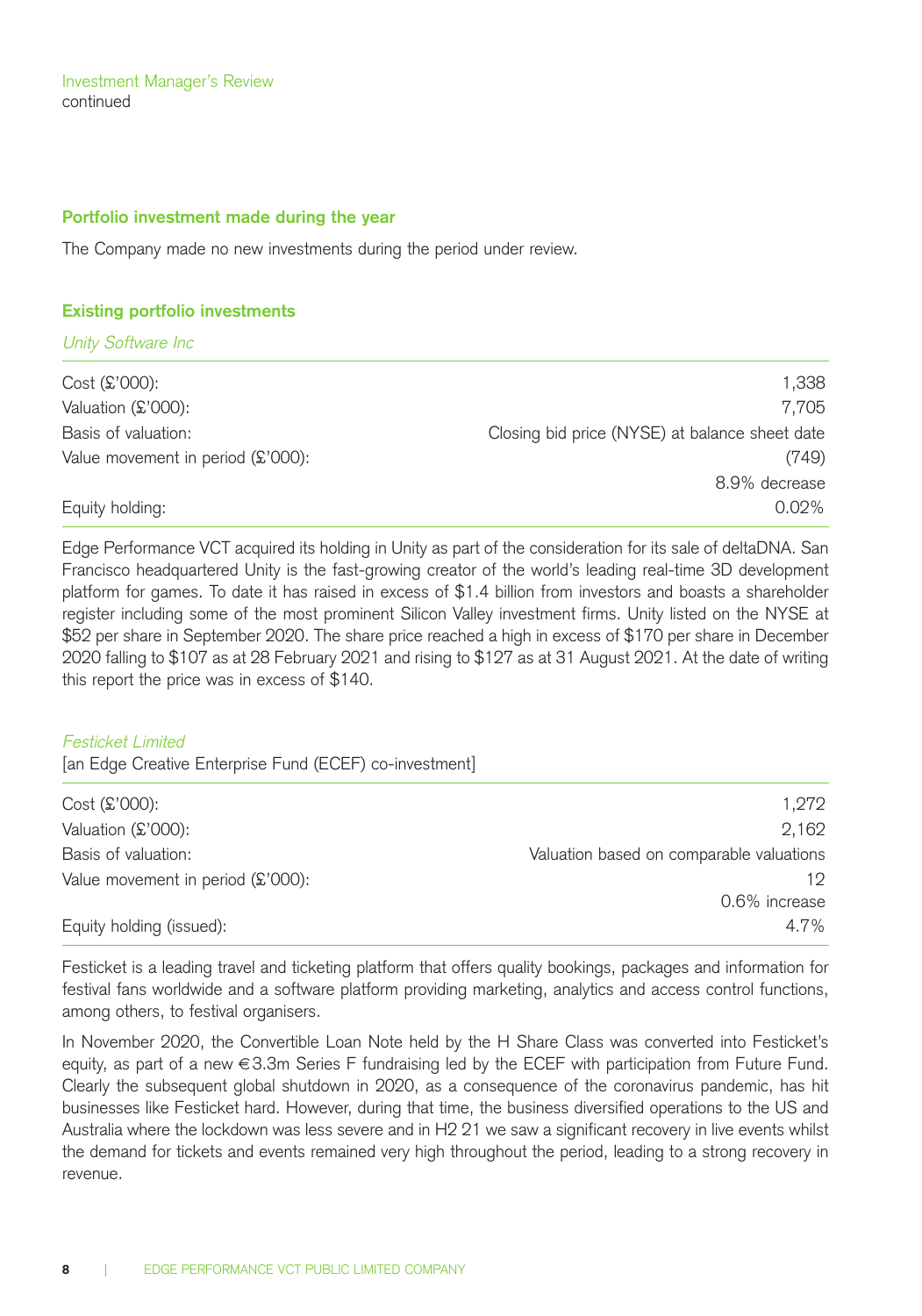## Portfolio investment made during the year

The Company made no new investments during the period under review.

## Existing portfolio investments

*Unity Software Inc*

| | |
|---|---|
| Cost (£'000): | 1,338 |
| Valuation (£'000): | 7,705 |
| Basis of valuation: | Closing bid price (NYSE) at balance sheet date |
| Value movement in period (£'000): | (749) |
| | 8.9% decrease |
| Equity holding: | 0.02% |

Edge Performance VCT acquired its holding in Unity as part of the consideration for its sale of deltaDNA. San Francisco headquartered Unity is the fast-growing creator of the world's leading real-time 3D development platform for games. To date it has raised in excess of $1.4 billion from investors and boasts a shareholder register including some of the most prominent Silicon Valley investment firms. Unity listed on the NYSE at $52 per share in September 2020. The share price reached a high in excess of $170 per share in December 2020 falling to $107 as at 28 February 2021 and rising to $127 as at 31 August 2021. At the date of writing this report the price was in excess of $140.

*Festicket Limited*

[an Edge Creative Enterprise Fund (ECEF) co-investment]

| | |
|---|---|
| Cost (£'000): | 1,272 |
| Valuation (£'000): | 2,162 |
| Basis of valuation: | Valuation based on comparable valuations |
| Value movement in period (£'000): | 12 |
| | 0.6% increase |
| Equity holding (issued): | 4.7% |

Festicket is a leading travel and ticketing platform that offers quality bookings, packages and information for festival fans worldwide and a software platform providing marketing, analytics and access control functions, among others, to festival organisers.

In November 2020, the Convertible Loan Note held by the H Share Class was converted into Festicket's equity, as part of a new €3.3m Series F fundraising led by the ECEF with participation from Future Fund. Clearly the subsequent global shutdown in 2020, as a consequence of the coronavirus pandemic, has hit businesses like Festicket hard. However, during that time, the business diversified operations to the US and Australia where the lockdown was less severe and in H2 21 we saw a significant recovery in live events whilst the demand for tickets and events remained very high throughout the period, leading to a strong recovery in revenue.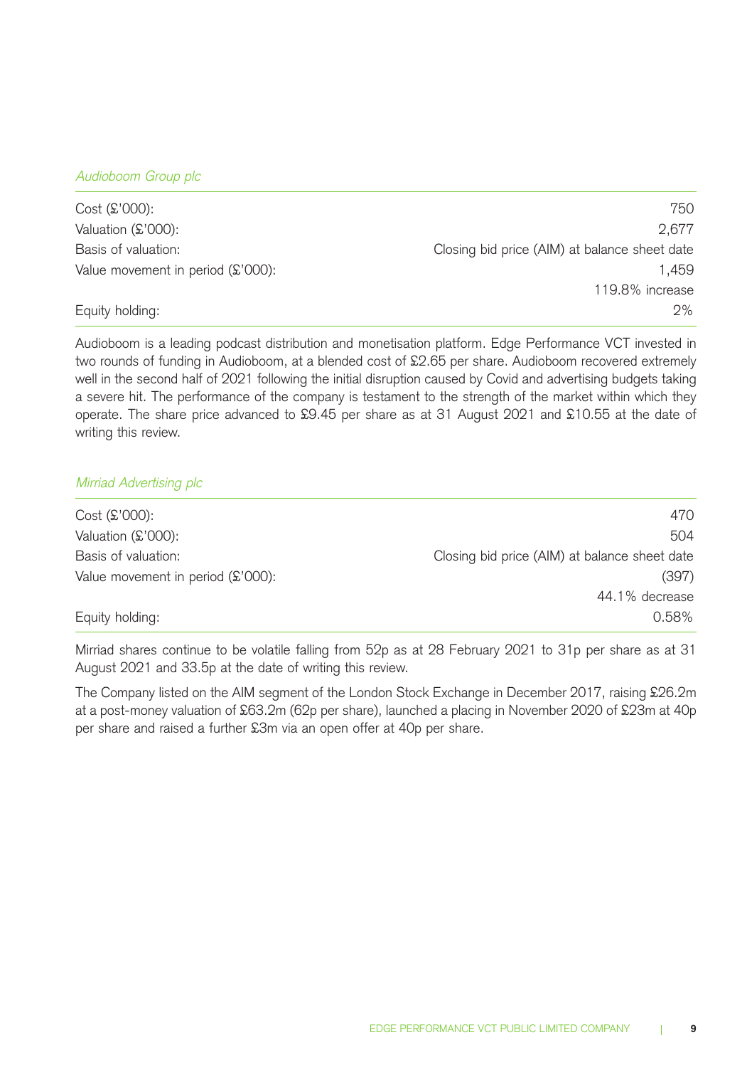*Audioboom Group plc*

| | |
|---|---|
| Cost (£'000): | 750 |
| Valuation (£'000): | 2,677 |
| Basis of valuation: | Closing bid price (AIM) at balance sheet date |
| Value movement in period (£'000): | 1,459 |
| | 119.8% increase |
| Equity holding: | 2% |

Audioboom is a leading podcast distribution and monetisation platform. Edge Performance VCT invested in two rounds of funding in Audioboom, at a blended cost of £2.65 per share. Audioboom recovered extremely well in the second half of 2021 following the initial disruption caused by Covid and advertising budgets taking a severe hit. The performance of the company is testament to the strength of the market within which they operate. The share price advanced to £9.45 per share as at 31 August 2021 and £10.55 at the date of writing this review.

*Mirriad Advertising plc*

| | |
|---|---|
| Cost (£'000): | 470 |
| Valuation (£'000): | 504 |
| Basis of valuation: | Closing bid price (AIM) at balance sheet date |
| Value movement in period (£'000): | (397) |
| | 44.1% decrease |
| Equity holding: | 0.58% |

Mirriad shares continue to be volatile falling from 52p as at 28 February 2021 to 31p per share as at 31 August 2021 and 33.5p at the date of writing this review.

The Company listed on the AIM segment of the London Stock Exchange in December 2017, raising £26.2m at a post-money valuation of £63.2m (62p per share), launched a placing in November 2020 of £23m at 40p per share and raised a further £3m via an open offer at 40p per share.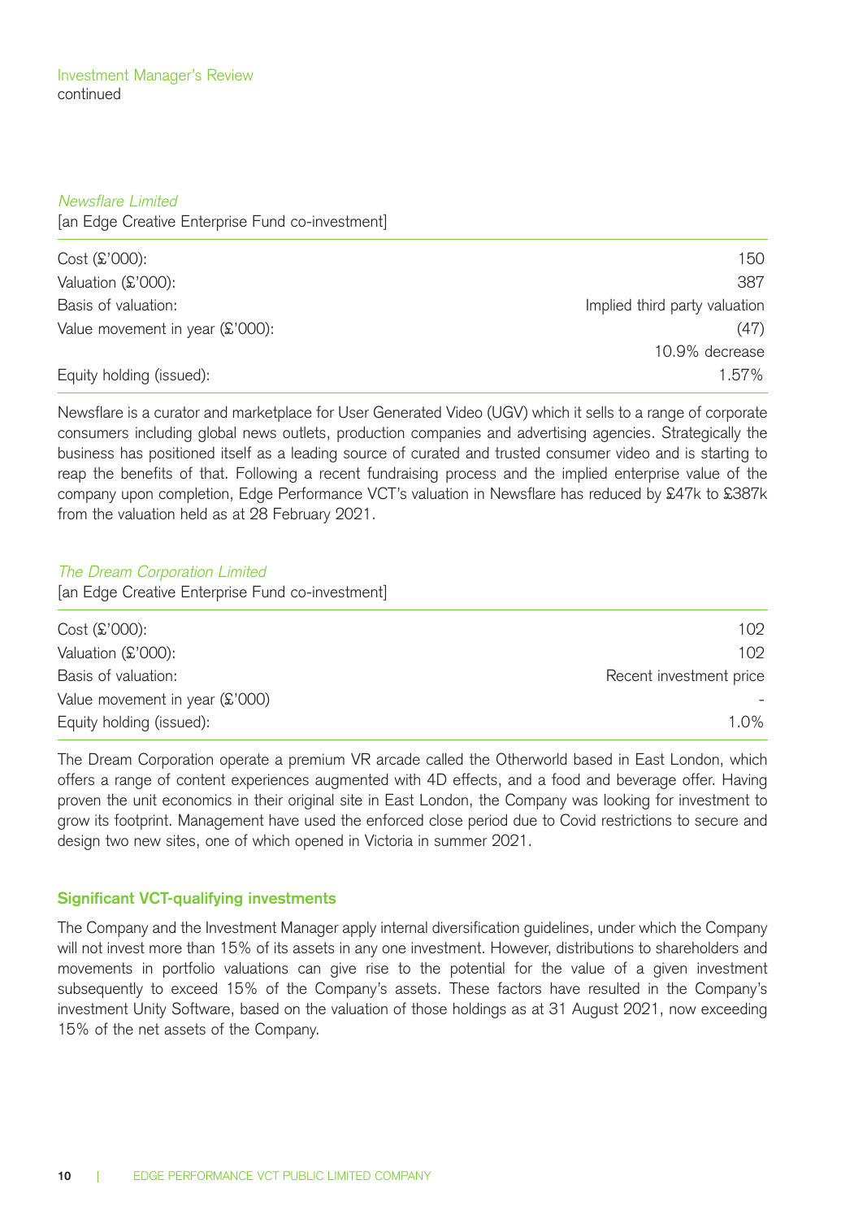Investment Manager's Review
continued

*Newsflare Limited*

[an Edge Creative Enterprise Fund co-investment]

| | |
|---|---|
| Cost (£'000): | 150 |
| Valuation (£'000): | 387 |
| Basis of valuation: | Implied third party valuation |
| Value movement in year (£'000): | (47) |
| | 10.9% decrease |
| Equity holding (issued): | 1.57% |

Newsflare is a curator and marketplace for User Generated Video (UGV) which it sells to a range of corporate consumers including global news outlets, production companies and advertising agencies. Strategically the business has positioned itself as a leading source of curated and trusted consumer video and is starting to reap the benefits of that. Following a recent fundraising process and the implied enterprise value of the company upon completion, Edge Performance VCT's valuation in Newsflare has reduced by £47k to £387k from the valuation held as at 28 February 2021.

*The Dream Corporation Limited*

[an Edge Creative Enterprise Fund co-investment]

| | |
|---|---|
| Cost (£'000): | 102 |
| Valuation (£'000): | 102 |
| Basis of valuation: | Recent investment price |
| Value movement in year (£'000) | - |
| Equity holding (issued): | 1.0% |

The Dream Corporation operate a premium VR arcade called the Otherworld based in East London, which offers a range of content experiences augmented with 4D effects, and a food and beverage offer. Having proven the unit economics in their original site in East London, the Company was looking for investment to grow its footprint. Management have used the enforced close period due to Covid restrictions to secure and design two new sites, one of which opened in Victoria in summer 2021.

**Significant VCT-qualifying investments**

The Company and the Investment Manager apply internal diversification guidelines, under which the Company will not invest more than 15% of its assets in any one investment. However, distributions to shareholders and movements in portfolio valuations can give rise to the potential for the value of a given investment subsequently to exceed 15% of the Company's assets. These factors have resulted in the Company's investment Unity Software, based on the valuation of those holdings as at 31 August 2021, now exceeding 15% of the net assets of the Company.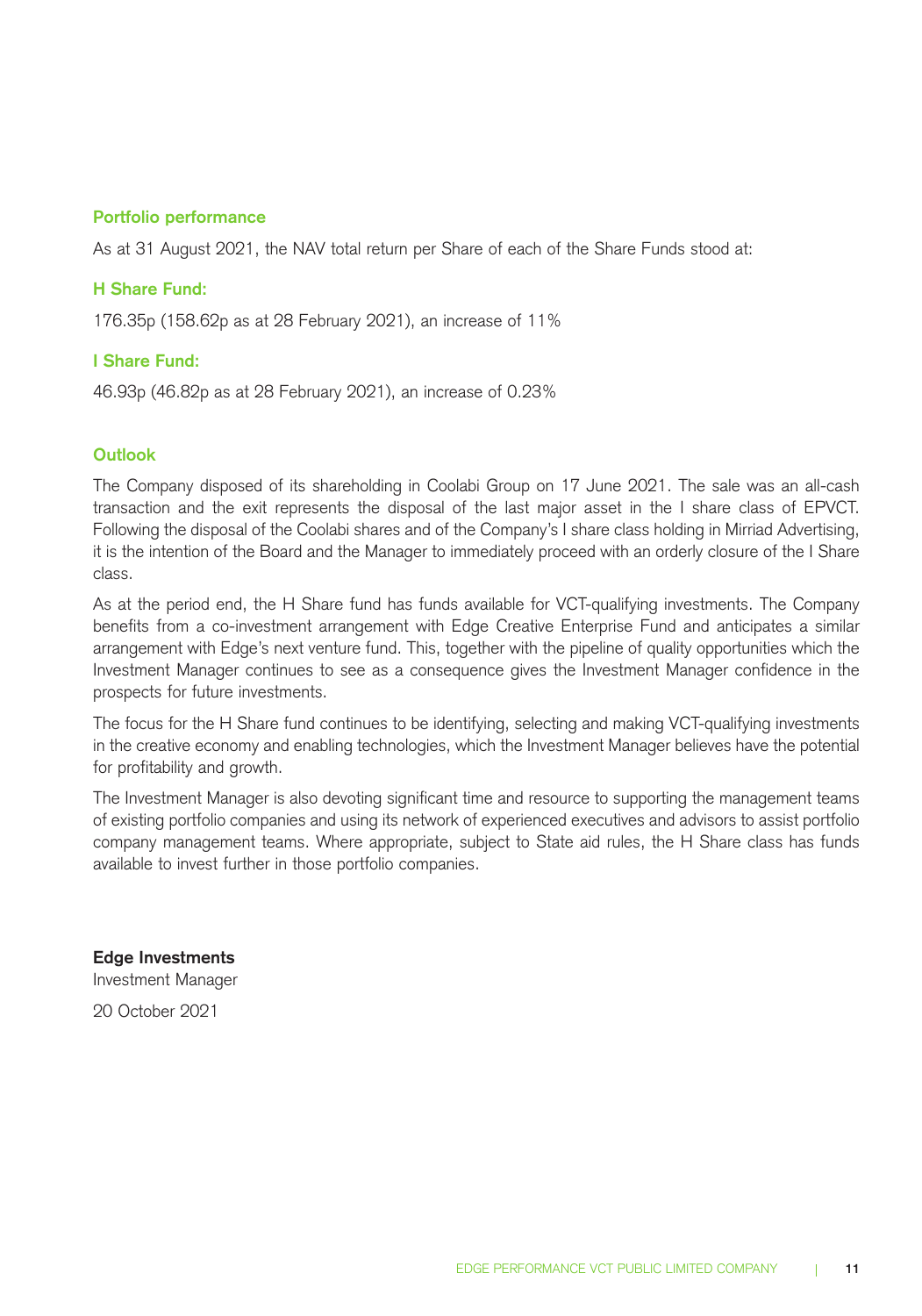### Portfolio performance

As at 31 August 2021, the NAV total return per Share of each of the Share Funds stood at:

### H Share Fund:

176.35p (158.62p as at 28 February 2021), an increase of 11%

### I Share Fund:

46.93p (46.82p as at 28 February 2021), an increase of 0.23%

### Outlook

The Company disposed of its shareholding in Coolabi Group on 17 June 2021. The sale was an all-cash transaction and the exit represents the disposal of the last major asset in the I share class of EPVCT. Following the disposal of the Coolabi shares and of the Company's I share class holding in Mirriad Advertising, it is the intention of the Board and the Manager to immediately proceed with an orderly closure of the I Share class.

As at the period end, the H Share fund has funds available for VCT-qualifying investments. The Company benefits from a co-investment arrangement with Edge Creative Enterprise Fund and anticipates a similar arrangement with Edge's next venture fund. This, together with the pipeline of quality opportunities which the Investment Manager continues to see as a consequence gives the Investment Manager confidence in the prospects for future investments.

The focus for the H Share fund continues to be identifying, selecting and making VCT-qualifying investments in the creative economy and enabling technologies, which the Investment Manager believes have the potential for profitability and growth.

The Investment Manager is also devoting significant time and resource to supporting the management teams of existing portfolio companies and using its network of experienced executives and advisors to assist portfolio company management teams. Where appropriate, subject to State aid rules, the H Share class has funds available to invest further in those portfolio companies.

**Edge Investments**
Investment Manager

20 October 2021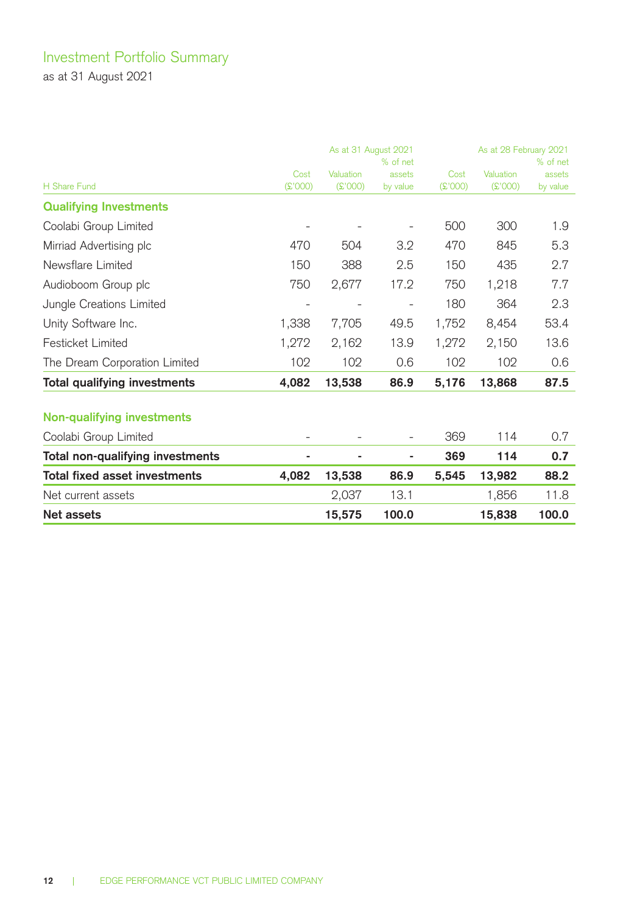# Investment Portfolio Summary

as at 31 August 2021

| | As at 31 August 2021 | | | As at 28 February 2021 | | |
|---|---|---|---|---|---|---|
| H Share Fund | Cost (£'000) | Valuation (£'000) | % of net assets by value | Cost (£'000) | Valuation (£'000) | % of net assets by value |
| **Qualifying Investments** | | | | | | |
| Coolabi Group Limited | - | - | - | 500 | 300 | 1.9 |
| Mirriad Advertising plc | 470 | 504 | 3.2 | 470 | 845 | 5.3 |
| Newsflare Limited | 150 | 388 | 2.5 | 150 | 435 | 2.7 |
| Audioboom Group plc | 750 | 2,677 | 17.2 | 750 | 1,218 | 7.7 |
| Jungle Creations Limited | - | - | - | 180 | 364 | 2.3 |
| Unity Software Inc. | 1,338 | 7,705 | 49.5 | 1,752 | 8,454 | 53.4 |
| Festicket Limited | 1,272 | 2,162 | 13.9 | 1,272 | 2,150 | 13.6 |
| The Dream Corporation Limited | 102 | 102 | 0.6 | 102 | 102 | 0.6 |
| **Total qualifying investments** | **4,082** | **13,538** | **86.9** | **5,176** | **13,868** | **87.5** |
| **Non-qualifying investments** | | | | | | |
| Coolabi Group Limited | - | - | - | 369 | 114 | 0.7 |
| **Total non-qualifying investments** | **-** | **-** | **-** | **369** | **114** | **0.7** |
| **Total fixed asset investments** | **4,082** | **13,538** | **86.9** | **5,545** | **13,982** | **88.2** |
| Net current assets | | 2,037 | 13.1 | | 1,856 | 11.8 |
| **Net assets** | | **15,575** | **100.0** | | **15,838** | **100.0** |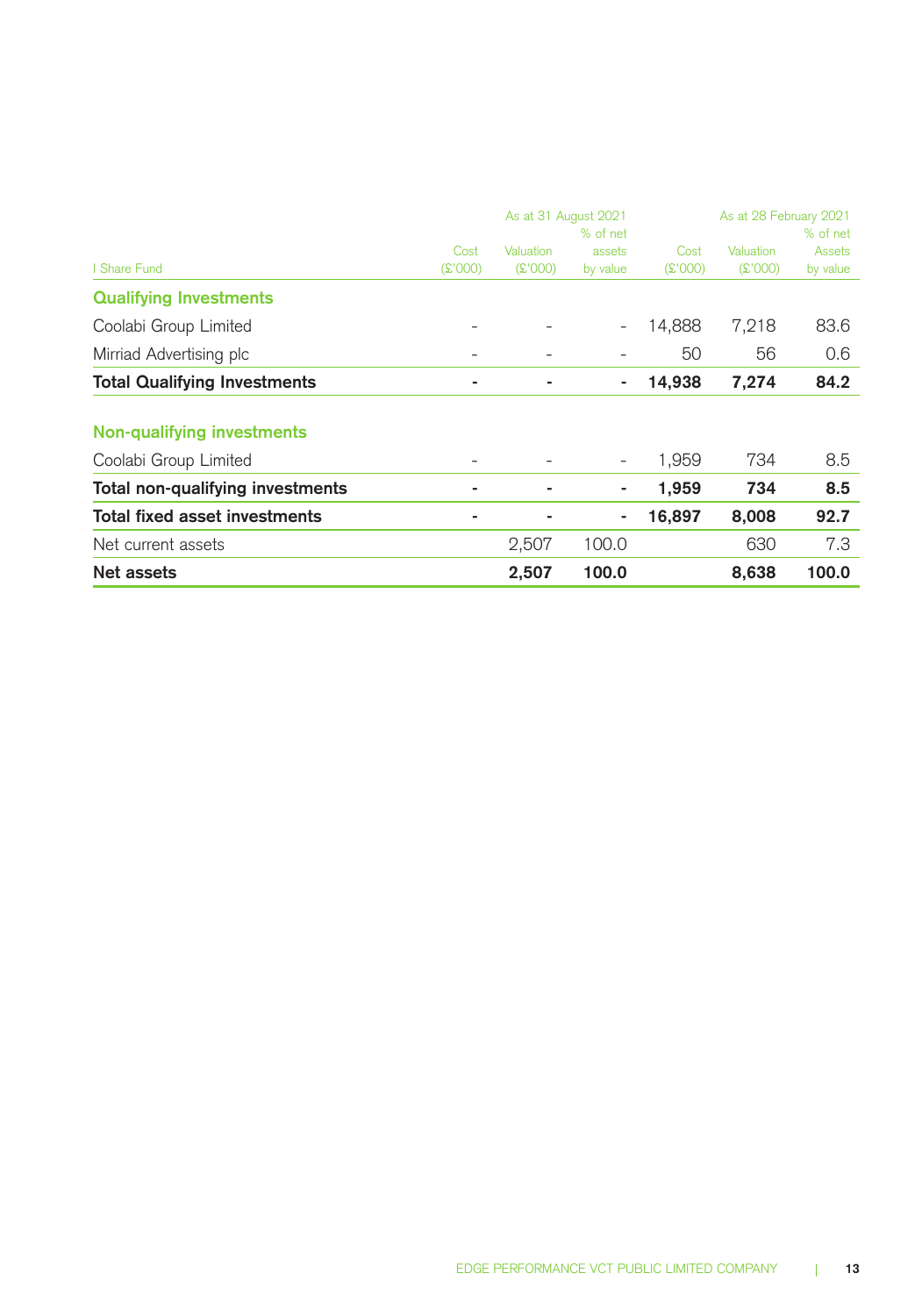| I Share Fund | As at 31 August 2021 | | | As at 28 February 2021 | | |
|---|---|---|---|---|---|---|
| | Cost (£'000) | Valuation (£'000) | % of net assets by value | Cost (£'000) | Valuation (£'000) | % of net Assets by value |
| **Qualifying Investments** | | | | | | |
| Coolabi Group Limited | - | - | - | 14,888 | 7,218 | 83.6 |
| Mirriad Advertising plc | - | - | - | 50 | 56 | 0.6 |
| **Total Qualifying Investments** | **-** | **-** | **-** | **14,938** | **7,274** | **84.2** |
| **Non-qualifying investments** | | | | | | |
| Coolabi Group Limited | - | - | - | 1,959 | 734 | 8.5 |
| **Total non-qualifying investments** | **-** | **-** | **-** | **1,959** | **734** | **8.5** |
| **Total fixed asset investments** | **-** | **-** | **-** | **16,897** | **8,008** | **92.7** |
| Net current assets | | 2,507 | 100.0 | | 630 | 7.3 |
| **Net assets** | | **2,507** | **100.0** | | **8,638** | **100.0** |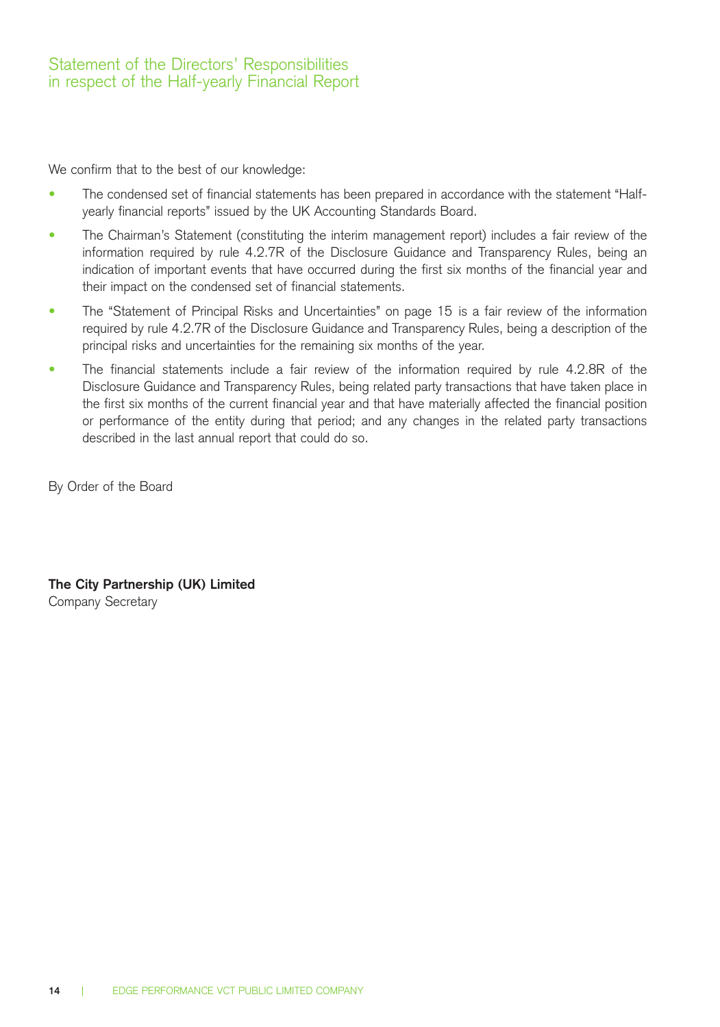# Statement of the Directors' Responsibilities in respect of the Half-yearly Financial Report

We confirm that to the best of our knowledge:

- The condensed set of financial statements has been prepared in accordance with the statement "Half-yearly financial reports" issued by the UK Accounting Standards Board.
- The Chairman's Statement (constituting the interim management report) includes a fair review of the information required by rule 4.2.7R of the Disclosure Guidance and Transparency Rules, being an indication of important events that have occurred during the first six months of the financial year and their impact on the condensed set of financial statements.
- The "Statement of Principal Risks and Uncertainties" on page 15 is a fair review of the information required by rule 4.2.7R of the Disclosure Guidance and Transparency Rules, being a description of the principal risks and uncertainties for the remaining six months of the year.
- The financial statements include a fair review of the information required by rule 4.2.8R of the Disclosure Guidance and Transparency Rules, being related party transactions that have taken place in the first six months of the current financial year and that have materially affected the financial position or performance of the entity during that period; and any changes in the related party transactions described in the last annual report that could do so.

By Order of the Board

**The City Partnership (UK) Limited**
Company Secretary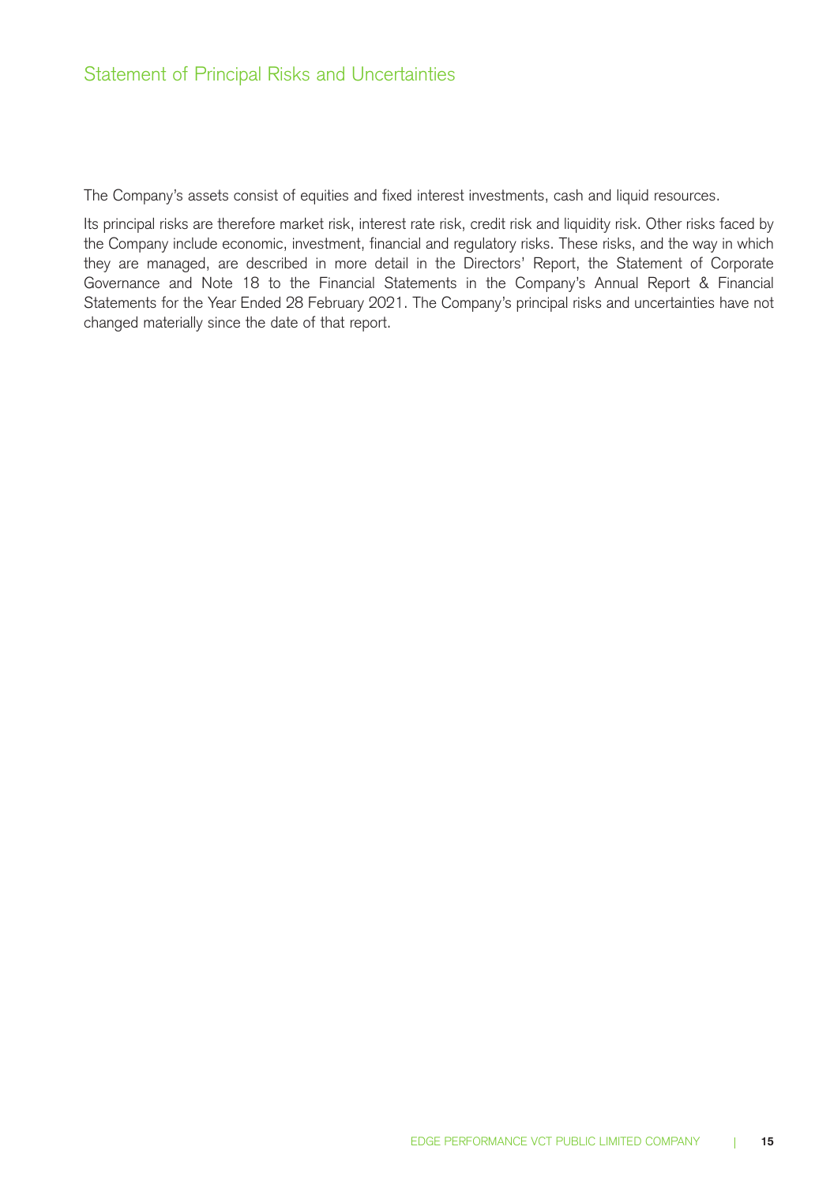# Statement of Principal Risks and Uncertainties

The Company's assets consist of equities and fixed interest investments, cash and liquid resources.

Its principal risks are therefore market risk, interest rate risk, credit risk and liquidity risk. Other risks faced by the Company include economic, investment, financial and regulatory risks. These risks, and the way in which they are managed, are described in more detail in the Directors' Report, the Statement of Corporate Governance and Note 18 to the Financial Statements in the Company's Annual Report & Financial Statements for the Year Ended 28 February 2021. The Company's principal risks and uncertainties have not changed materially since the date of that report.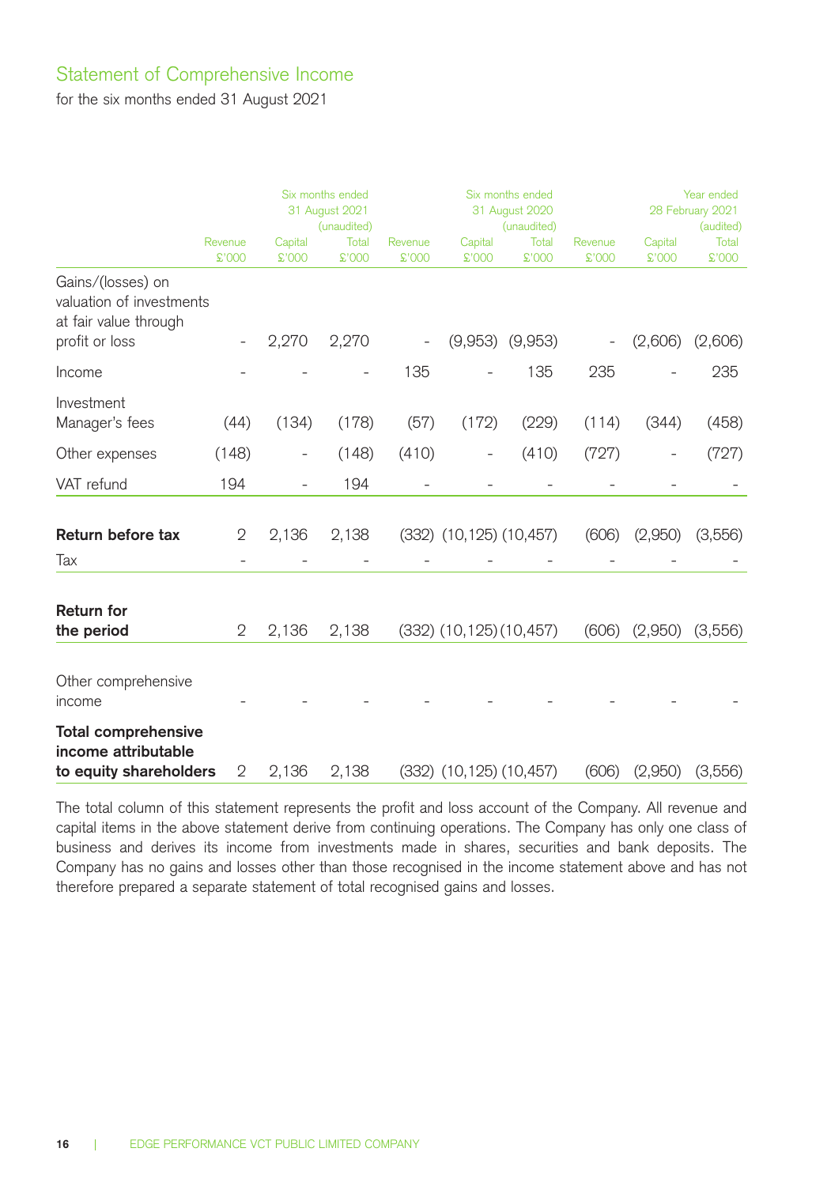## Statement of Comprehensive Income

for the six months ended 31 August 2021

| | Six months ended 31 August 2021 (unaudited) | | | Six months ended 31 August 2020 (unaudited) | | | Year ended 28 February 2021 (audited) | | |
|---|---|---|---|---|---|---|---|---|---|
| | Revenue £'000 | Capital £'000 | Total £'000 | Revenue £'000 | Capital £'000 | Total £'000 | Revenue £'000 | Capital £'000 | Total £'000 |
| Gains/(losses) on valuation of investments at fair value through profit or loss | - | 2,270 | 2,270 | - | (9,953) | (9,953) | - | (2,606) | (2,606) |
| Income | - | - | - | 135 | - | 135 | 235 | - | 235 |
| Investment Manager's fees | (44) | (134) | (178) | (57) | (172) | (229) | (114) | (344) | (458) |
| Other expenses | (148) | - | (148) | (410) | - | (410) | (727) | - | (727) |
| VAT refund | 194 | - | 194 | - | - | - | - | - | - |
| **Return before tax** | 2 | 2,136 | 2,138 | (332) | (10,125) | (10,457) | (606) | (2,950) | (3,556) |
| Tax | - | - | - | - | - | - | - | - | - |
| **Return for the period** | 2 | 2,136 | 2,138 | (332) | (10,125) | (10,457) | (606) | (2,950) | (3,556) |
| Other comprehensive income | - | - | - | - | - | - | - | - | - |
| **Total comprehensive income attributable to equity shareholders** | 2 | 2,136 | 2,138 | (332) | (10,125) | (10,457) | (606) | (2,950) | (3,556) |

The total column of this statement represents the profit and loss account of the Company. All revenue and capital items in the above statement derive from continuing operations. The Company has only one class of business and derives its income from investments made in shares, securities and bank deposits. The Company has no gains and losses other than those recognised in the income statement above and has not therefore prepared a separate statement of total recognised gains and losses.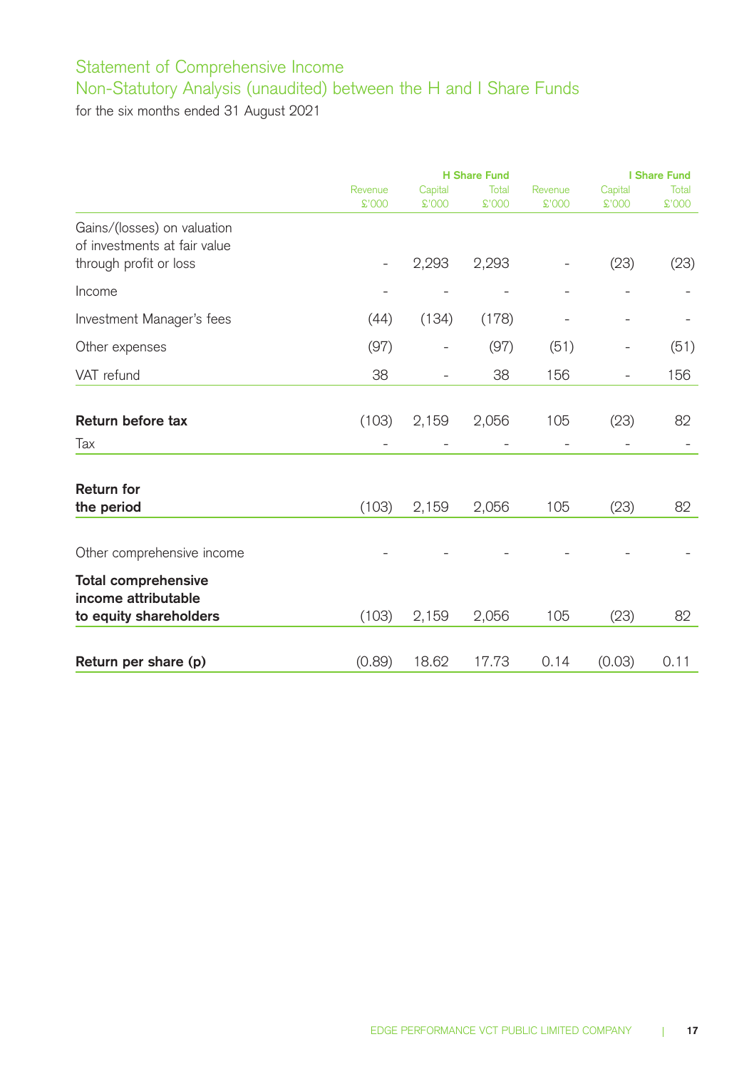## Statement of Comprehensive Income
## Non-Statutory Analysis (unaudited) between the H and I Share Funds

for the six months ended 31 August 2021

| | H Share Fund | | | I Share Fund | | |
|---|---|---|---|---|---|---|
| | Revenue £'000 | Capital £'000 | Total £'000 | Revenue £'000 | Capital £'000 | Total £'000 |
| Gains/(losses) on valuation of investments at fair value through profit or loss | - | 2,293 | 2,293 | - | (23) | (23) |
| Income | - | - | - | - | - | - |
| Investment Manager's fees | (44) | (134) | (178) | - | - | - |
| Other expenses | (97) | - | (97) | (51) | - | (51) |
| VAT refund | 38 | - | 38 | 156 | - | 156 |
| **Return before tax** | (103) | 2,159 | 2,056 | 105 | (23) | 82 |
| Tax | - | - | - | - | - | - |
| **Return for the period** | (103) | 2,159 | 2,056 | 105 | (23) | 82 |
| Other comprehensive income | - | - | - | - | - | - |
| **Total comprehensive income attributable to equity shareholders** | (103) | 2,159 | 2,056 | 105 | (23) | 82 |
| **Return per share (p)** | (0.89) | 18.62 | 17.73 | 0.14 | (0.03) | 0.11 |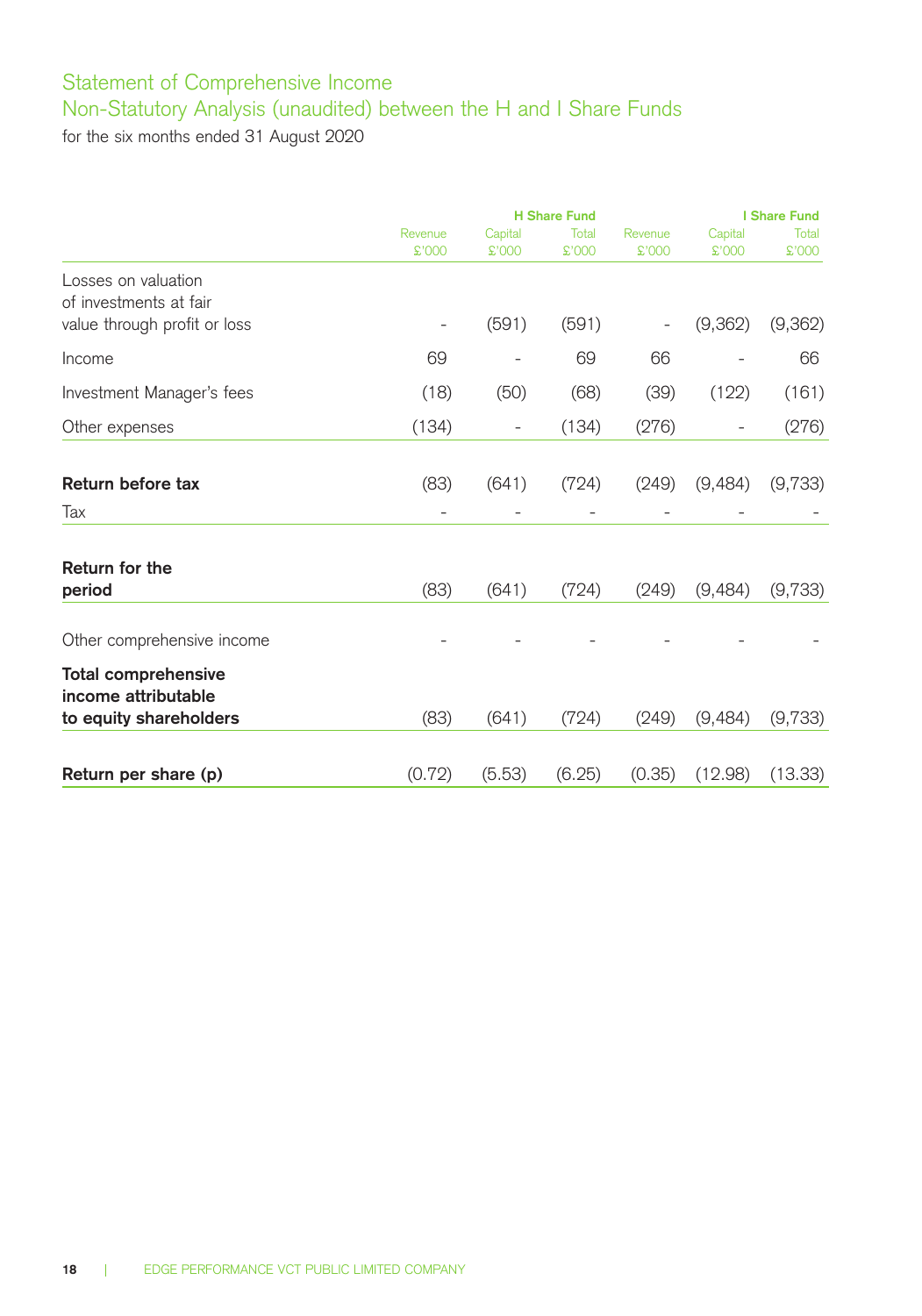# Statement of Comprehensive Income

## Non-Statutory Analysis (unaudited) between the H and I Share Funds

for the six months ended 31 August 2020

| | H Share Fund | | | I Share Fund | | |
|---|---|---|---|---|---|---|
| | Revenue £'000 | Capital £'000 | Total £'000 | Revenue £'000 | Capital £'000 | Total £'000 |
| Losses on valuation of investments at fair value through profit or loss | - | (591) | (591) | - | (9,362) | (9,362) |
| Income | 69 | - | 69 | 66 | - | 66 |
| Investment Manager's fees | (18) | (50) | (68) | (39) | (122) | (161) |
| Other expenses | (134) | - | (134) | (276) | - | (276) |
| **Return before tax** | (83) | (641) | (724) | (249) | (9,484) | (9,733) |
| Tax | - | - | - | - | - | - |
| **Return for the period** | (83) | (641) | (724) | (249) | (9,484) | (9,733) |
| Other comprehensive income | - | - | - | - | - | - |
| **Total comprehensive income attributable to equity shareholders** | (83) | (641) | (724) | (249) | (9,484) | (9,733) |
| **Return per share (p)** | (0.72) | (5.53) | (6.25) | (0.35) | (12.98) | (13.33) |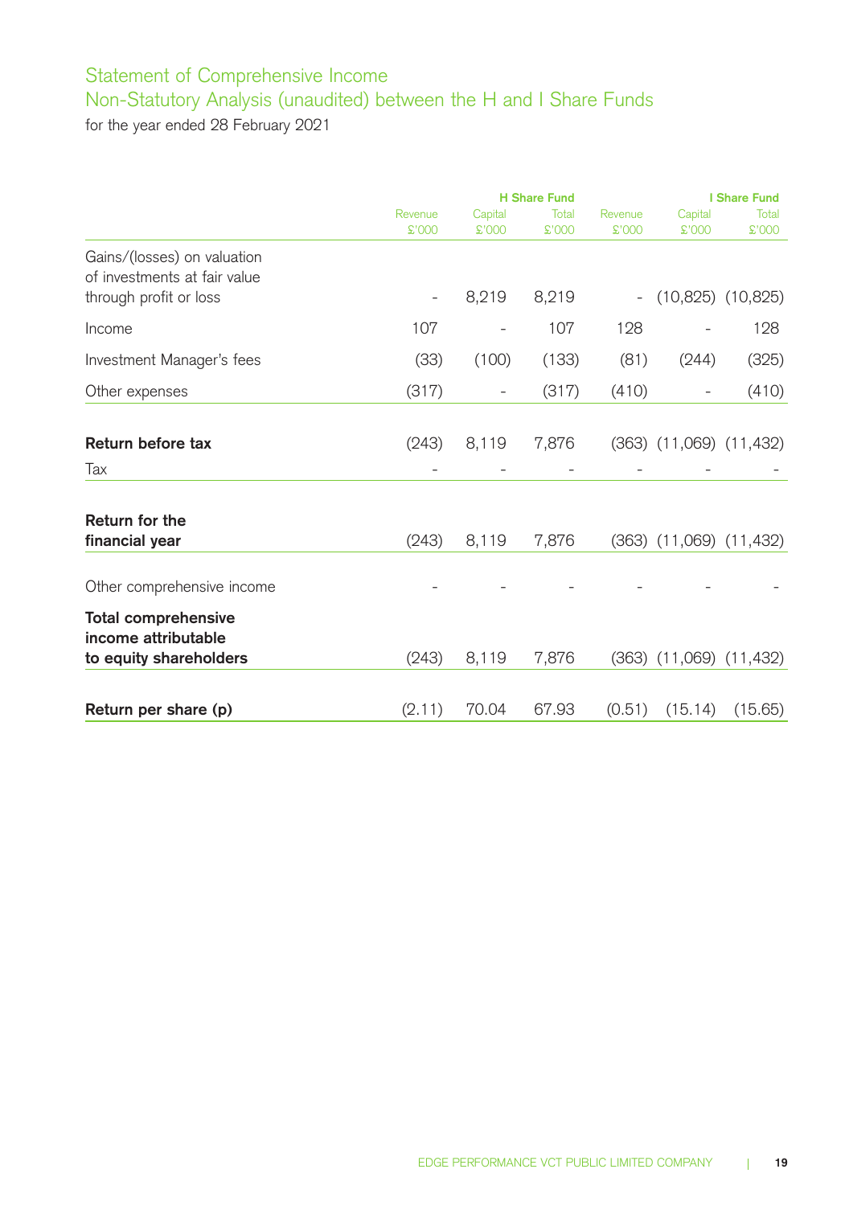## Statement of Comprehensive Income

## Non-Statutory Analysis (unaudited) between the H and I Share Funds

for the year ended 28 February 2021

| | H Share Fund | | | I Share Fund | | |
|---|---|---|---|---|---|---|
| | Revenue £'000 | Capital £'000 | Total £'000 | Revenue £'000 | Capital £'000 | Total £'000 |
| Gains/(losses) on valuation of investments at fair value through profit or loss | - | 8,219 | 8,219 | - | (10,825) | (10,825) |
| Income | 107 | - | 107 | 128 | - | 128 |
| Investment Manager's fees | (33) | (100) | (133) | (81) | (244) | (325) |
| Other expenses | (317) | - | (317) | (410) | - | (410) |
| **Return before tax** | (243) | 8,119 | 7,876 | (363) | (11,069) | (11,432) |
| Tax | - | - | - | - | - | - |
| **Return for the financial year** | (243) | 8,119 | 7,876 | (363) | (11,069) | (11,432) |
| Other comprehensive income | - | - | - | - | - | - |
| **Total comprehensive income attributable to equity shareholders** | (243) | 8,119 | 7,876 | (363) | (11,069) | (11,432) |
| **Return per share (p)** | (2.11) | 70.04 | 67.93 | (0.51) | (15.14) | (15.65) |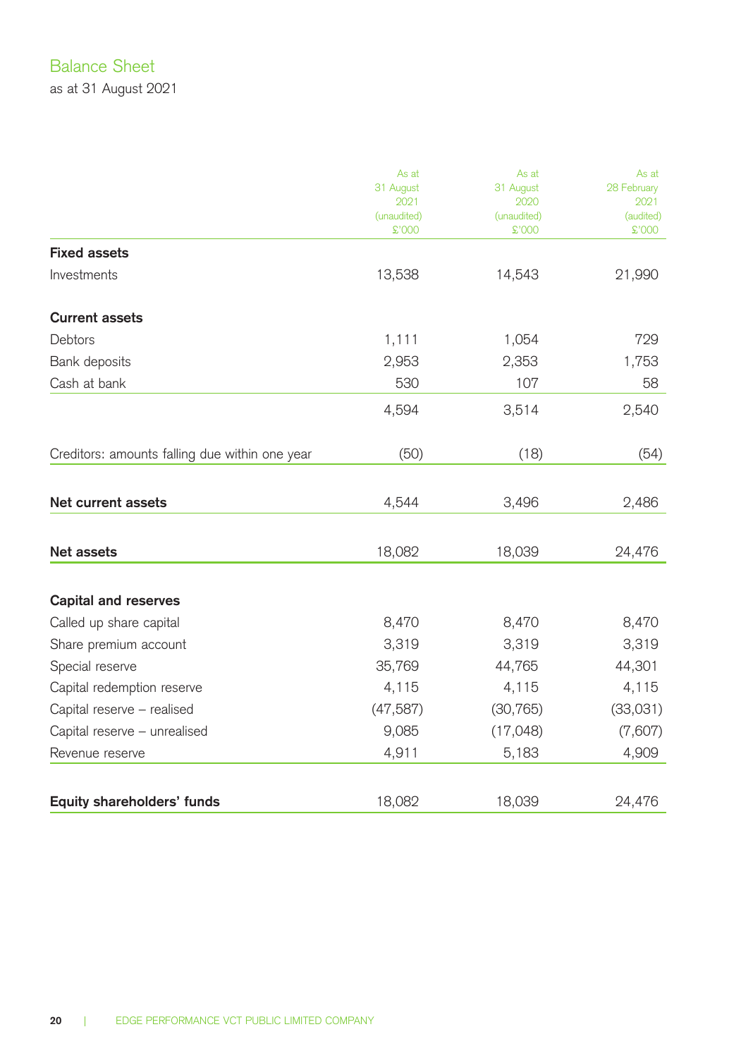## Balance Sheet

as at 31 August 2021

| | As at 31 August 2021 (unaudited) £'000 | As at 31 August 2020 (unaudited) £'000 | As at 28 February 2021 (audited) £'000 |
|---|---|---|---|
| **Fixed assets** | | | |
| Investments | 13,538 | 14,543 | 21,990 |
| **Current assets** | | | |
| Debtors | 1,111 | 1,054 | 729 |
| Bank deposits | 2,953 | 2,353 | 1,753 |
| Cash at bank | 530 | 107 | 58 |
| | 4,594 | 3,514 | 2,540 |
| Creditors: amounts falling due within one year | (50) | (18) | (54) |
| **Net current assets** | 4,544 | 3,496 | 2,486 |
| **Net assets** | 18,082 | 18,039 | 24,476 |
| **Capital and reserves** | | | |
| Called up share capital | 8,470 | 8,470 | 8,470 |
| Share premium account | 3,319 | 3,319 | 3,319 |
| Special reserve | 35,769 | 44,765 | 44,301 |
| Capital redemption reserve | 4,115 | 4,115 | 4,115 |
| Capital reserve – realised | (47,587) | (30,765) | (33,031) |
| Capital reserve – unrealised | 9,085 | (17,048) | (7,607) |
| Revenue reserve | 4,911 | 5,183 | 4,909 |
| **Equity shareholders' funds** | 18,082 | 18,039 | 24,476 |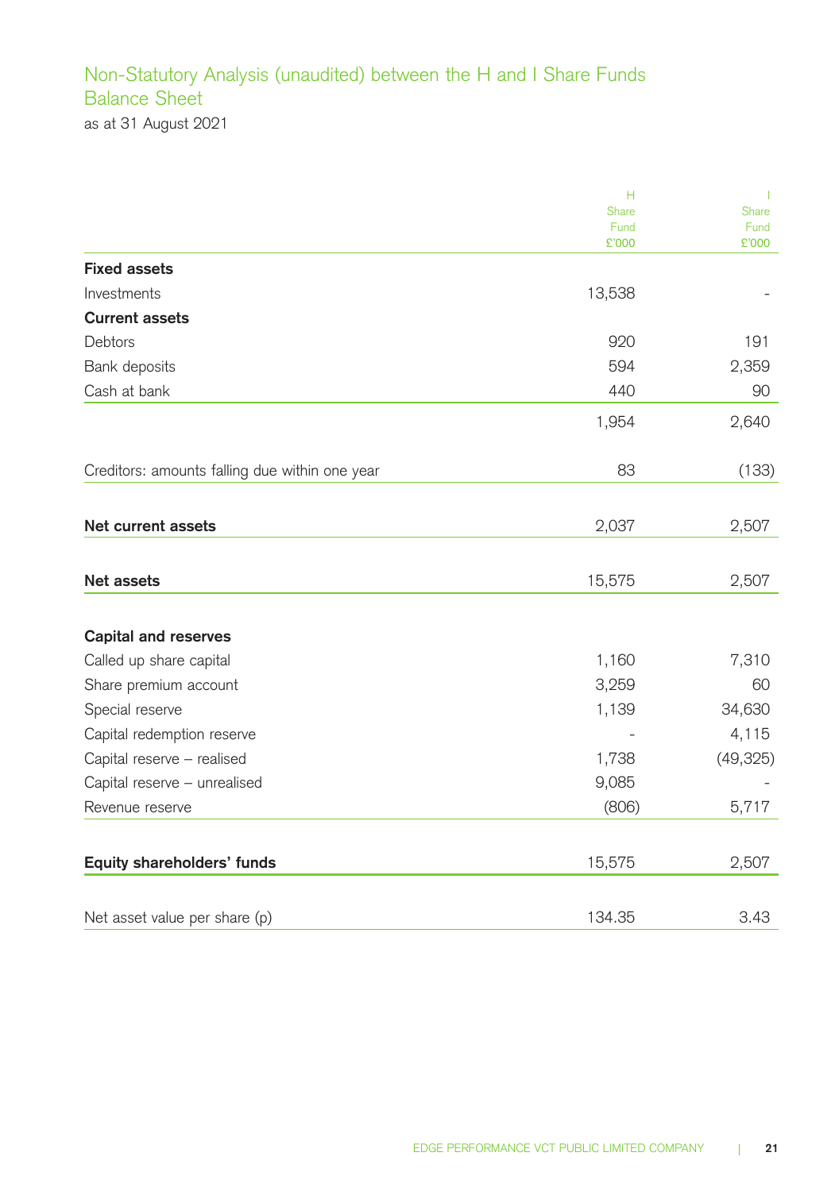## Non-Statutory Analysis (unaudited) between the H and I Share Funds
## Balance Sheet

as at 31 August 2021

| | H Share Fund £'000 | I Share Fund £'000 |
|---|---|---|
| **Fixed assets** | | |
| Investments | 13,538 | - |
| **Current assets** | | |
| Debtors | 920 | 191 |
| Bank deposits | 594 | 2,359 |
| Cash at bank | 440 | 90 |
| | 1,954 | 2,640 |
| Creditors: amounts falling due within one year | 83 | (133) |
| **Net current assets** | 2,037 | 2,507 |
| **Net assets** | 15,575 | 2,507 |
| **Capital and reserves** | | |
| Called up share capital | 1,160 | 7,310 |
| Share premium account | 3,259 | 60 |
| Special reserve | 1,139 | 34,630 |
| Capital redemption reserve | - | 4,115 |
| Capital reserve – realised | 1,738 | (49,325) |
| Capital reserve – unrealised | 9,085 | - |
| Revenue reserve | (806) | 5,717 |
| **Equity shareholders' funds** | 15,575 | 2,507 |
| Net asset value per share (p) | 134.35 | 3.43 |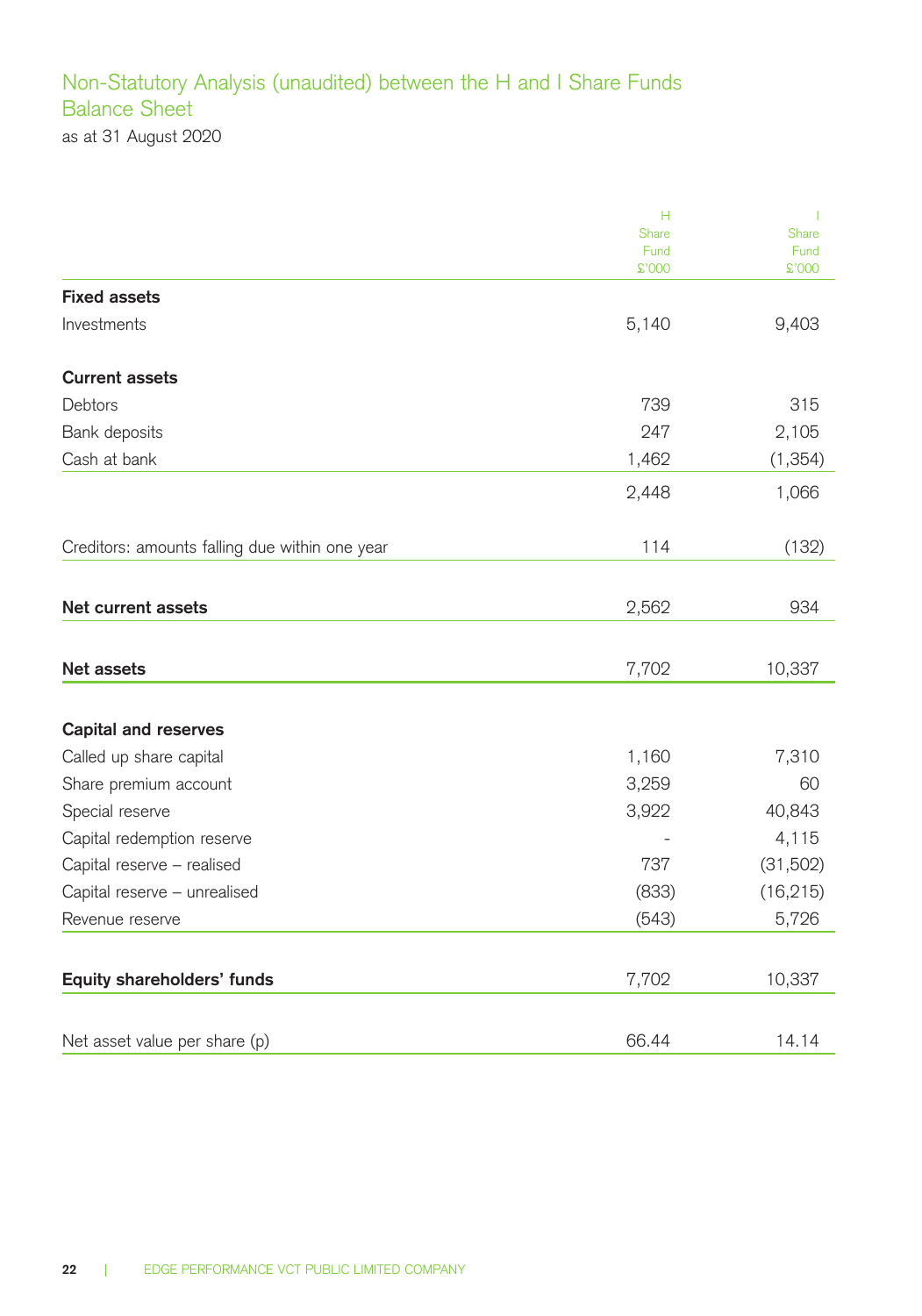# Non-Statutory Analysis (unaudited) between the H and I Share Funds

## Balance Sheet

as at 31 August 2020

| | H Share Fund £'000 | I Share Fund £'000 |
|---|---|---|
| **Fixed assets** | | |
| Investments | 5,140 | 9,403 |
| **Current assets** | | |
| Debtors | 739 | 315 |
| Bank deposits | 247 | 2,105 |
| Cash at bank | 1,462 | (1,354) |
| | 2,448 | 1,066 |
| Creditors: amounts falling due within one year | 114 | (132) |
| **Net current assets** | 2,562 | 934 |
| **Net assets** | 7,702 | 10,337 |
| **Capital and reserves** | | |
| Called up share capital | 1,160 | 7,310 |
| Share premium account | 3,259 | 60 |
| Special reserve | 3,922 | 40,843 |
| Capital redemption reserve | - | 4,115 |
| Capital reserve – realised | 737 | (31,502) |
| Capital reserve – unrealised | (833) | (16,215) |
| Revenue reserve | (543) | 5,726 |
| **Equity shareholders' funds** | 7,702 | 10,337 |
| Net asset value per share (p) | 66.44 | 14.14 |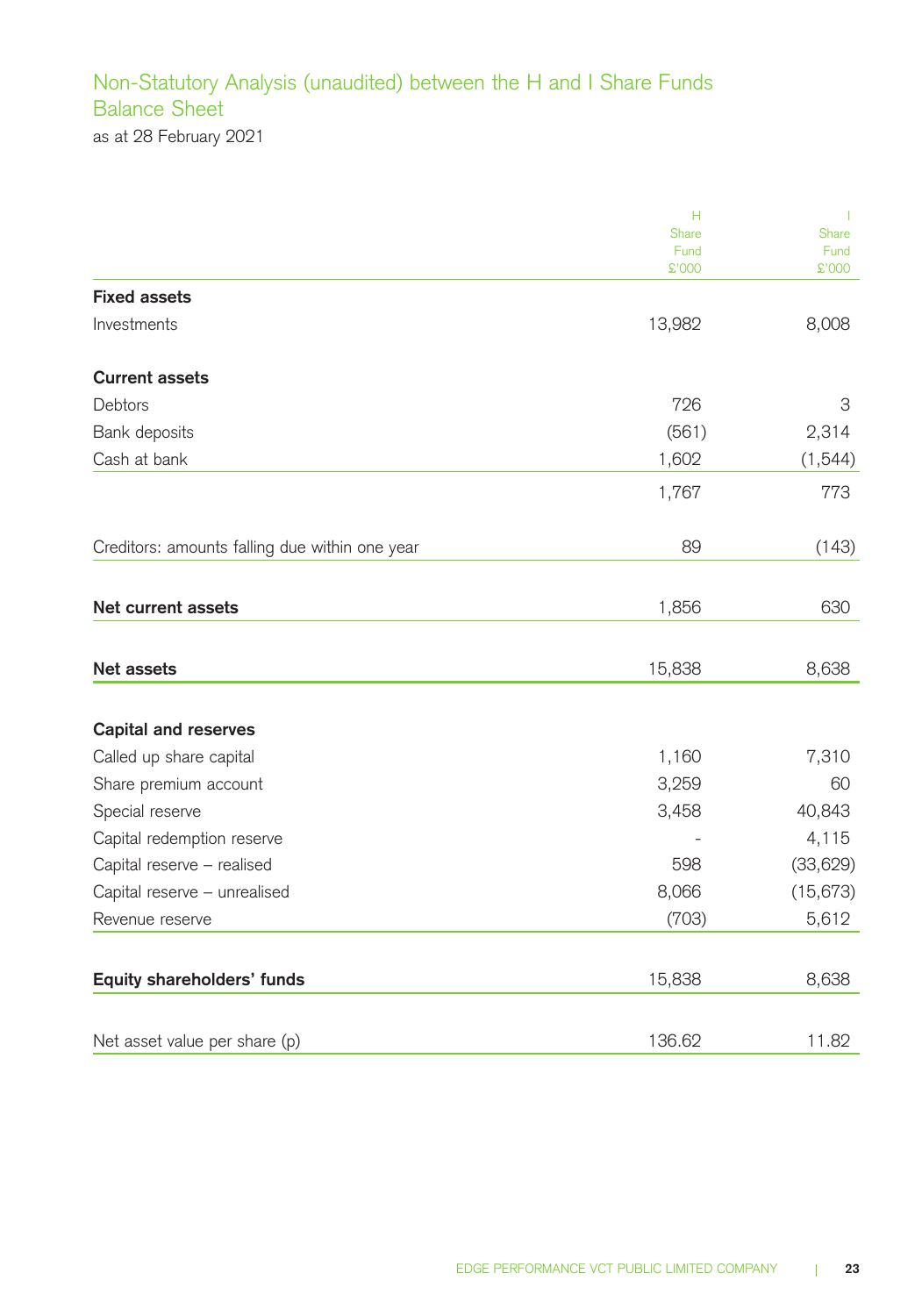# Non-Statutory Analysis (unaudited) between the H and I Share Funds

## Balance Sheet

as at 28 February 2021

| | H Share Fund £'000 | I Share Fund £'000 |
|---|---|---|
| **Fixed assets** | | |
| Investments | 13,982 | 8,008 |
| **Current assets** | | |
| Debtors | 726 | 3 |
| Bank deposits | (561) | 2,314 |
| Cash at bank | 1,602 | (1,544) |
| | 1,767 | 773 |
| Creditors: amounts falling due within one year | 89 | (143) |
| **Net current assets** | 1,856 | 630 |
| **Net assets** | 15,838 | 8,638 |
| **Capital and reserves** | | |
| Called up share capital | 1,160 | 7,310 |
| Share premium account | 3,259 | 60 |
| Special reserve | 3,458 | 40,843 |
| Capital redemption reserve | - | 4,115 |
| Capital reserve – realised | 598 | (33,629) |
| Capital reserve – unrealised | 8,066 | (15,673) |
| Revenue reserve | (703) | 5,612 |
| **Equity shareholders' funds** | 15,838 | 8,638 |
| Net asset value per share (p) | 136.62 | 11.82 |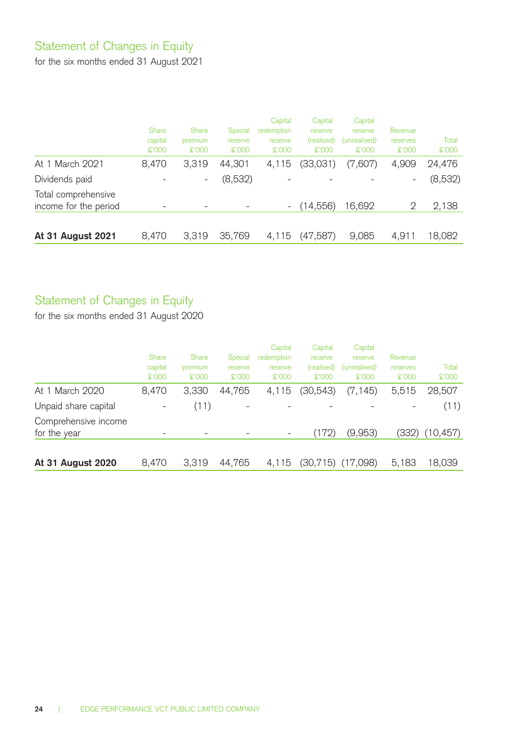## Statement of Changes in Equity

for the six months ended 31 August 2021

| | Share capital £'000 | Share premium £'000 | Special reserve £'000 | Capital redemption reserve £'000 | Capital reserve (realised) £'000 | Capital reserve (unrealised) £'000 | Revenue reserves £'000 | Total £'000 |
|---|---|---|---|---|---|---|---|---|
| At 1 March 2021 | 8,470 | 3,319 | 44,301 | 4,115 | (33,031) | (7,607) | 4,909 | 24,476 |
| Dividends paid | - | - | (8,532) | - | - | - | - | (8,532) |
| Total comprehensive income for the period | - | - | - | - | (14,556) | 16,692 | 2 | 2,138 |
| **At 31 August 2021** | 8,470 | 3,319 | 35,769 | 4,115 | (47,587) | 9,085 | 4,911 | 18,082 |

## Statement of Changes in Equity

for the six months ended 31 August 2020

| | Share capital £'000 | Share premium £'000 | Special reserve £'000 | Capital redemption reserve £'000 | Capital reserve (realised) £'000 | Capital reserve (unrealised) £'000 | Revenue reserves £'000 | Total £'000 |
|---|---|---|---|---|---|---|---|---|
| At 1 March 2020 | 8,470 | 3,330 | 44,765 | 4,115 | (30,543) | (7,145) | 5,515 | 28,507 |
| Unpaid share capital | - | (11) | - | - | - | - | - | (11) |
| Comprehensive income for the year | - | - | - | - | (172) | (9,953) | (332) | (10,457) |
| **At 31 August 2020** | 8,470 | 3,319 | 44,765 | 4,115 | (30,715) | (17,098) | 5,183 | 18,039 |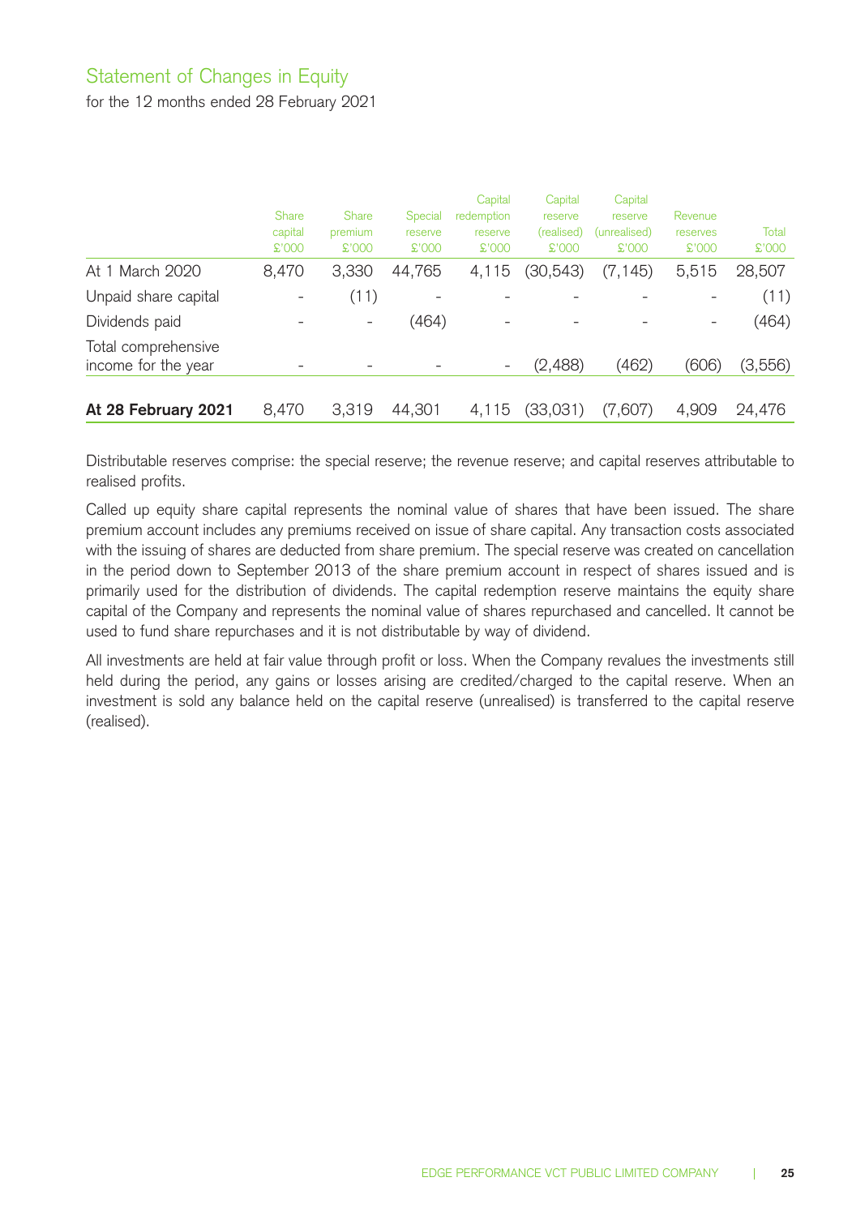# Statement of Changes in Equity

for the 12 months ended 28 February 2021

| | Share capital £'000 | Share premium £'000 | Special reserve £'000 | Capital redemption reserve £'000 | Capital reserve (realised) £'000 | Capital reserve (unrealised) £'000 | Revenue reserves £'000 | Total £'000 |
|---|---|---|---|---|---|---|---|---|
| At 1 March 2020 | 8,470 | 3,330 | 44,765 | 4,115 | (30,543) | (7,145) | 5,515 | 28,507 |
| Unpaid share capital | - | (11) | - | - | - | - | - | (11) |
| Dividends paid | - | - | (464) | - | - | - | - | (464) |
| Total comprehensive income for the year | - | - | - | - | (2,488) | (462) | (606) | (3,556) |
| **At 28 February 2021** | 8,470 | 3,319 | 44,301 | 4,115 | (33,031) | (7,607) | 4,909 | 24,476 |

Distributable reserves comprise: the special reserve; the revenue reserve; and capital reserves attributable to realised profits.

Called up equity share capital represents the nominal value of shares that have been issued. The share premium account includes any premiums received on issue of share capital. Any transaction costs associated with the issuing of shares are deducted from share premium. The special reserve was created on cancellation in the period down to September 2013 of the share premium account in respect of shares issued and is primarily used for the distribution of dividends. The capital redemption reserve maintains the equity share capital of the Company and represents the nominal value of shares repurchased and cancelled. It cannot be used to fund share repurchases and it is not distributable by way of dividend.

All investments are held at fair value through profit or loss. When the Company revalues the investments still held during the period, any gains or losses arising are credited/charged to the capital reserve. When an investment is sold any balance held on the capital reserve (unrealised) is transferred to the capital reserve (realised).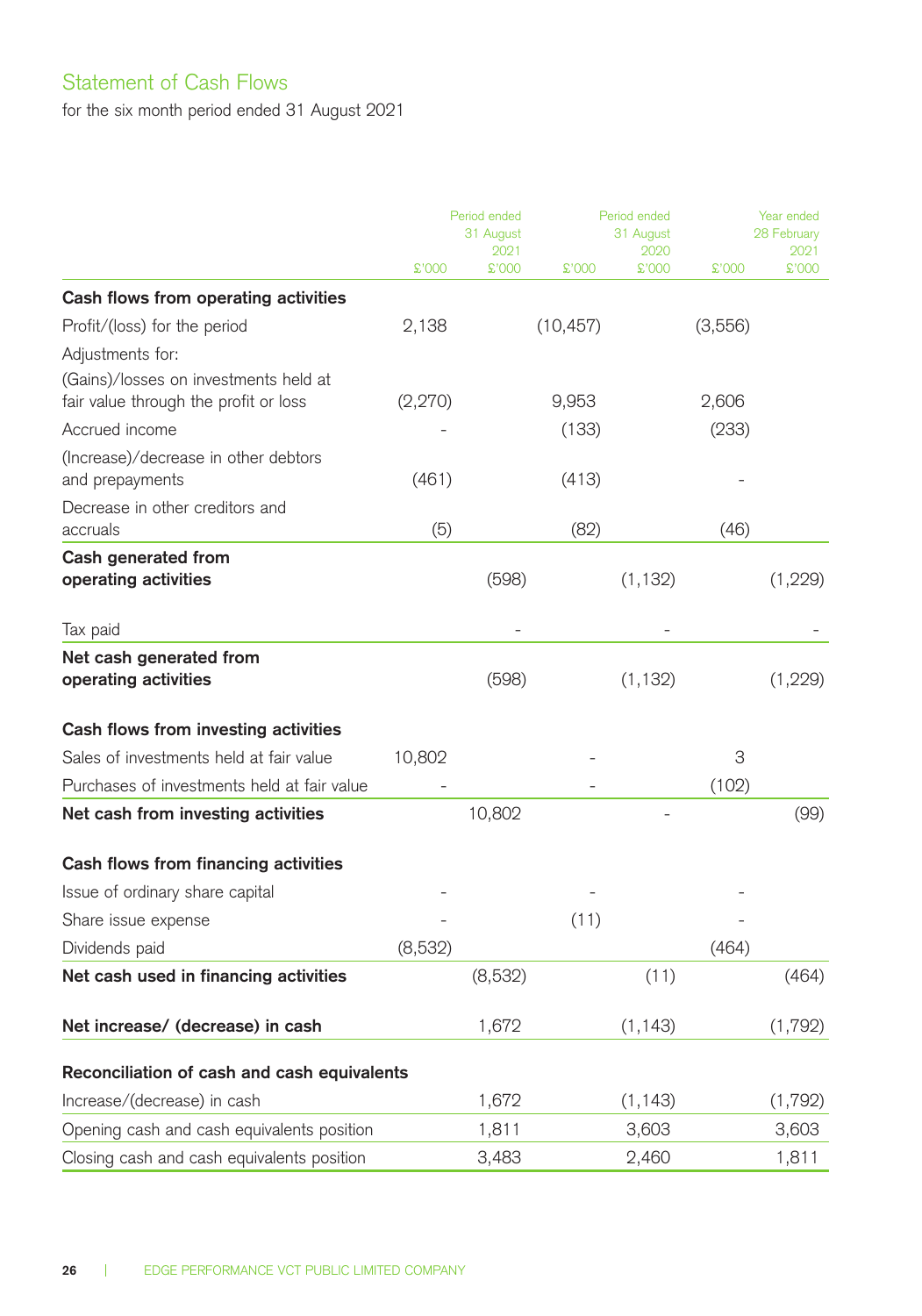## Statement of Cash Flows

for the six month period ended 31 August 2021

| | £'000 | Period ended 31 August 2021 £'000 | £'000 | Period ended 31 August 2020 £'000 | £'000 | Year ended 28 February 2021 £'000 |
|---|---|---|---|---|---|---|
| **Cash flows from operating activities** | | | | | | |
| Profit/(loss) for the period | 2,138 | | (10,457) | | (3,556) | |
| Adjustments for: | | | | | | |
| (Gains)/losses on investments held at fair value through the profit or loss | (2,270) | | 9,953 | | 2,606 | |
| Accrued income | - | | (133) | | (233) | |
| (Increase)/decrease in other debtors and prepayments | (461) | | (413) | | - | |
| Decrease in other creditors and accruals | (5) | | (82) | | (46) | |
| **Cash generated from operating activities** | | (598) | | (1,132) | | (1,229) |
| Tax paid | | - | | - | | - |
| **Net cash generated from operating activities** | | (598) | | (1,132) | | (1,229) |
| **Cash flows from investing activities** | | | | | | |
| Sales of investments held at fair value | 10,802 | | - | | 3 | |
| Purchases of investments held at fair value | - | | - | | (102) | |
| **Net cash from investing activities** | | 10,802 | | - | | (99) |
| **Cash flows from financing activities** | | | | | | |
| Issue of ordinary share capital | - | | - | | - | |
| Share issue expense | - | | (11) | | - | |
| Dividends paid | (8,532) | | | | (464) | |
| **Net cash used in financing activities** | | (8,532) | | (11) | | (464) |
| **Net increase/ (decrease) in cash** | | 1,672 | | (1,143) | | (1,792) |
| **Reconciliation of cash and cash equivalents** | | | | | | |
| Increase/(decrease) in cash | | 1,672 | | (1,143) | | (1,792) |
| Opening cash and cash equivalents position | | 1,811 | | 3,603 | | 3,603 |
| Closing cash and cash equivalents position | | 3,483 | | 2,460 | | 1,811 |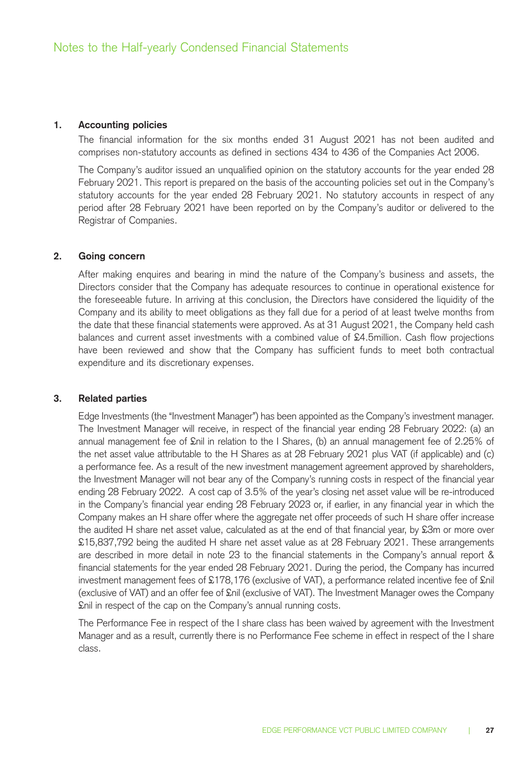# Notes to the Half-yearly Condensed Financial Statements

## 1. Accounting policies

The financial information for the six months ended 31 August 2021 has not been audited and comprises non-statutory accounts as defined in sections 434 to 436 of the Companies Act 2006.

The Company's auditor issued an unqualified opinion on the statutory accounts for the year ended 28 February 2021. This report is prepared on the basis of the accounting policies set out in the Company's statutory accounts for the year ended 28 February 2021. No statutory accounts in respect of any period after 28 February 2021 have been reported on by the Company's auditor or delivered to the Registrar of Companies.

## 2. Going concern

After making enquires and bearing in mind the nature of the Company's business and assets, the Directors consider that the Company has adequate resources to continue in operational existence for the foreseeable future. In arriving at this conclusion, the Directors have considered the liquidity of the Company and its ability to meet obligations as they fall due for a period of at least twelve months from the date that these financial statements were approved. As at 31 August 2021, the Company held cash balances and current asset investments with a combined value of £4.5million. Cash flow projections have been reviewed and show that the Company has sufficient funds to meet both contractual expenditure and its discretionary expenses.

## 3. Related parties

Edge Investments (the "Investment Manager") has been appointed as the Company's investment manager. The Investment Manager will receive, in respect of the financial year ending 28 February 2022: (a) an annual management fee of £nil in relation to the I Shares, (b) an annual management fee of 2.25% of the net asset value attributable to the H Shares as at 28 February 2021 plus VAT (if applicable) and (c) a performance fee. As a result of the new investment management agreement approved by shareholders, the Investment Manager will not bear any of the Company's running costs in respect of the financial year ending 28 February 2022. A cost cap of 3.5% of the year's closing net asset value will be re-introduced in the Company's financial year ending 28 February 2023 or, if earlier, in any financial year in which the Company makes an H share offer where the aggregate net offer proceeds of such H share offer increase the audited H share net asset value, calculated as at the end of that financial year, by £3m or more over £15,837,792 being the audited H share net asset value as at 28 February 2021. These arrangements are described in more detail in note 23 to the financial statements in the Company's annual report & financial statements for the year ended 28 February 2021. During the period, the Company has incurred investment management fees of £178,176 (exclusive of VAT), a performance related incentive fee of £nil (exclusive of VAT) and an offer fee of £nil (exclusive of VAT). The Investment Manager owes the Company £nil in respect of the cap on the Company's annual running costs.

The Performance Fee in respect of the I share class has been waived by agreement with the Investment Manager and as a result, currently there is no Performance Fee scheme in effect in respect of the I share class.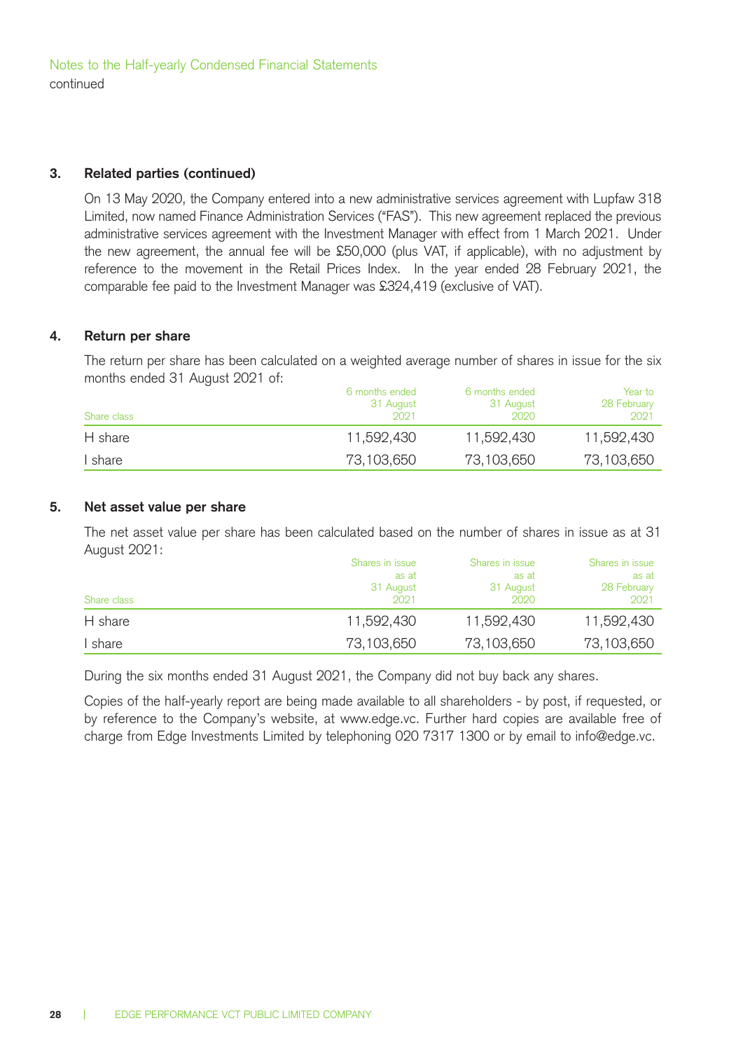Notes to the Half-yearly Condensed Financial Statements
continued

### 3. Related parties (continued)

On 13 May 2020, the Company entered into a new administrative services agreement with Lupfaw 318 Limited, now named Finance Administration Services ("FAS"). This new agreement replaced the previous administrative services agreement with the Investment Manager with effect from 1 March 2021. Under the new agreement, the annual fee will be £50,000 (plus VAT, if applicable), with no adjustment by reference to the movement in the Retail Prices Index. In the year ended 28 February 2021, the comparable fee paid to the Investment Manager was £324,419 (exclusive of VAT).

### 4. Return per share

The return per share has been calculated on a weighted average number of shares in issue for the six months ended 31 August 2021 of:

| Share class | 6 months ended 31 August 2021 | 6 months ended 31 August 2020 | Year to 28 February 2021 |
|---|---|---|---|
| H share | 11,592,430 | 11,592,430 | 11,592,430 |
| I share | 73,103,650 | 73,103,650 | 73,103,650 |

### 5. Net asset value per share

The net asset value per share has been calculated based on the number of shares in issue as at 31 August 2021:

| Share class | Shares in issue as at 31 August 2021 | Shares in issue as at 31 August 2020 | Shares in issue as at 28 February 2021 |
|---|---|---|---|
| H share | 11,592,430 | 11,592,430 | 11,592,430 |
| I share | 73,103,650 | 73,103,650 | 73,103,650 |

During the six months ended 31 August 2021, the Company did not buy back any shares.

Copies of the half-yearly report are being made available to all shareholders - by post, if requested, or by reference to the Company's website, at www.edge.vc. Further hard copies are available free of charge from Edge Investments Limited by telephoning 020 7317 1300 or by email to info@edge.vc.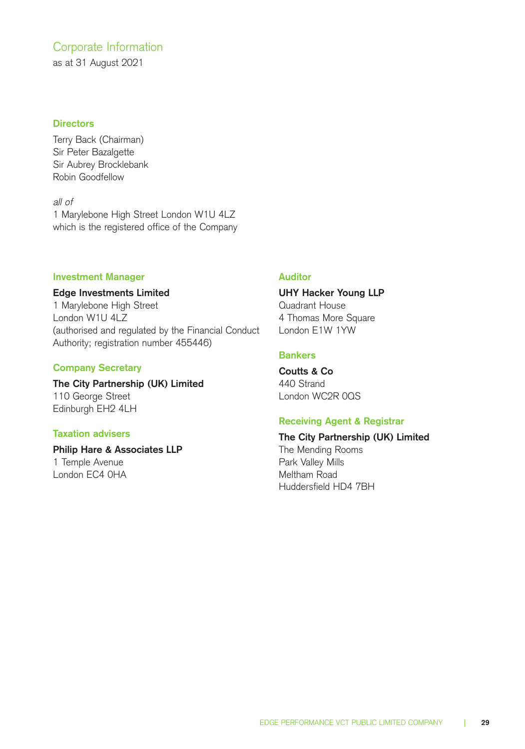# Corporate Information

as at 31 August 2021

## Directors

Terry Back (Chairman)
Sir Peter Bazalgette
Sir Aubrey Brocklebank
Robin Goodfellow

*all of*
1 Marylebone High Street London W1U 4LZ
which is the registered office of the Company

## Investment Manager

**Edge Investments Limited**
1 Marylebone High Street
London W1U 4LZ
(authorised and regulated by the Financial Conduct Authority; registration number 455446)

## Company Secretary

**The City Partnership (UK) Limited**
110 George Street
Edinburgh EH2 4LH

## Taxation advisers

**Philip Hare & Associates LLP**
1 Temple Avenue
London EC4 0HA

## Auditor

**UHY Hacker Young LLP**
Quadrant House
4 Thomas More Square
London E1W 1YW

## Bankers

**Coutts & Co**
440 Strand
London WC2R 0QS

## Receiving Agent & Registrar

**The City Partnership (UK) Limited**
The Mending Rooms
Park Valley Mills
Meltham Road
Huddersfield HD4 7BH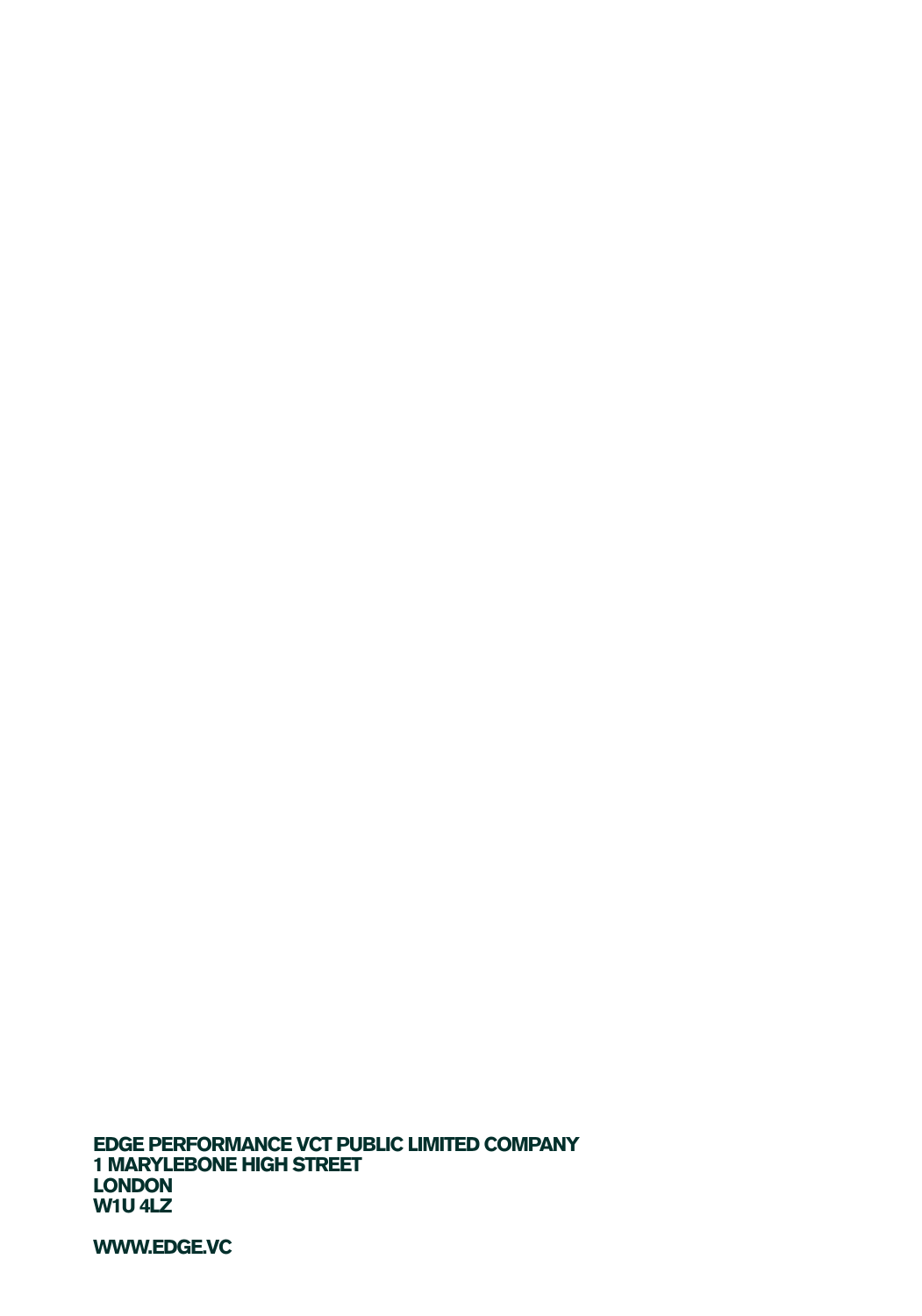**EDGE PERFORMANCE VCT PUBLIC LIMITED COMPANY**
**1 MARYLEBONE HIGH STREET**
**LONDON**
**W1U 4LZ**

**WWW.EDGE.VC**